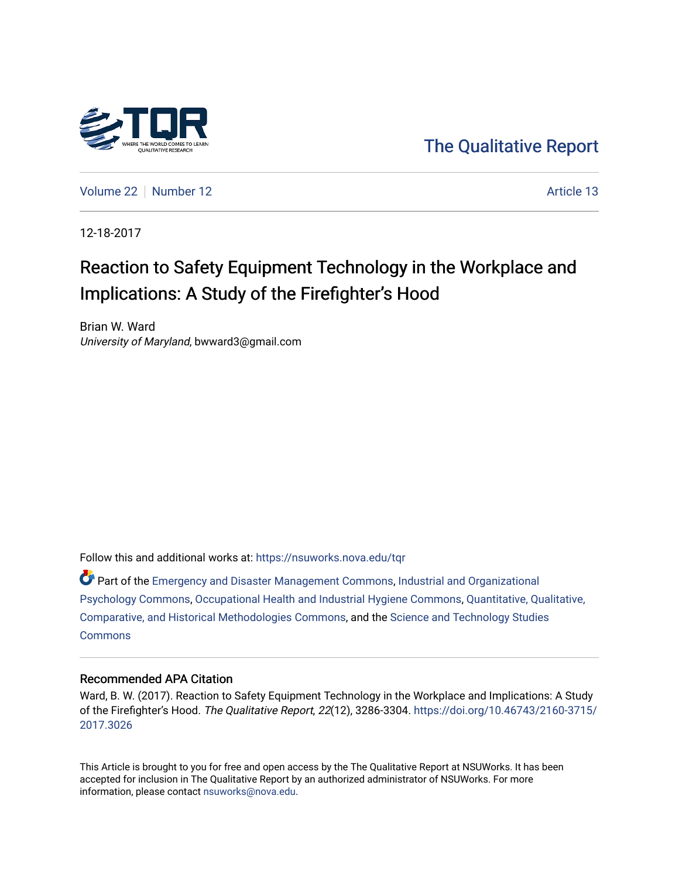The Qualitative Report

Volume 22 | Number 12 | Article 13

12-18-2017

# Reaction to Safety Equipment Technology in the Workplace and Implications: A Study of the Firefighter's Hood

Brian W. Ward
*University of Maryland*, bwward3@gmail.com

Follow this and additional works at: https://nsuworks.nova.edu/tqr

Part of the Emergency and Disaster Management Commons, Industrial and Organizational Psychology Commons, Occupational Health and Industrial Hygiene Commons, Quantitative, Qualitative, Comparative, and Historical Methodologies Commons, and the Science and Technology Studies Commons

## Recommended APA Citation

Ward, B. W. (2017). Reaction to Safety Equipment Technology in the Workplace and Implications: A Study of the Firefighter's Hood. *The Qualitative Report, 22*(12), 3286-3304. https://doi.org/10.46743/2160-3715/2017.3026

This Article is brought to you for free and open access by the The Qualitative Report at NSUWorks. It has been accepted for inclusion in The Qualitative Report by an authorized administrator of NSUWorks. For more information, please contact nsuworks@nova.edu.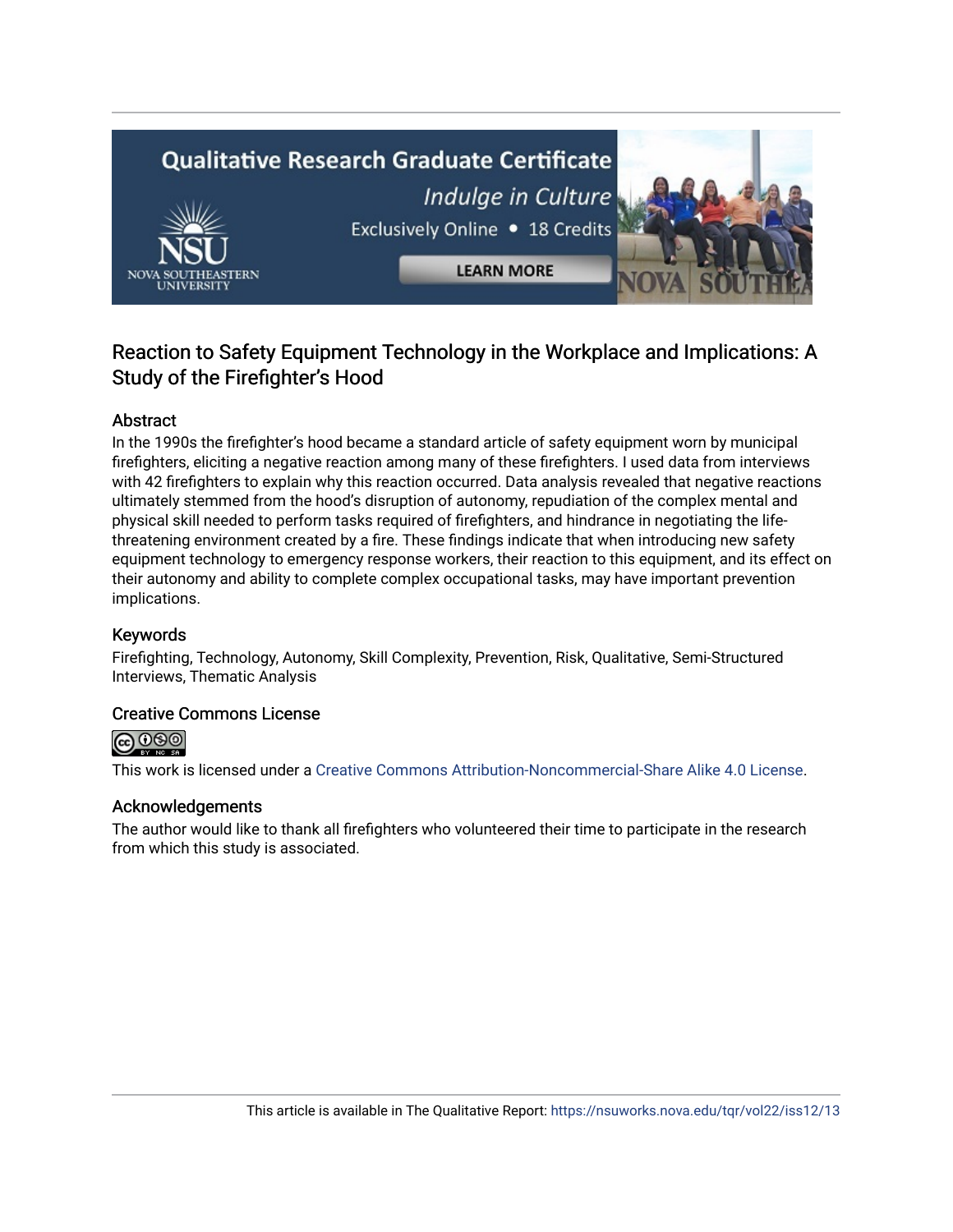# Reaction to Safety Equipment Technology in the Workplace and Implications: A Study of the Firefighter's Hood

## Abstract

In the 1990s the firefighter's hood became a standard article of safety equipment worn by municipal firefighters, eliciting a negative reaction among many of these firefighters. I used data from interviews with 42 firefighters to explain why this reaction occurred. Data analysis revealed that negative reactions ultimately stemmed from the hood's disruption of autonomy, repudiation of the complex mental and physical skill needed to perform tasks required of firefighters, and hindrance in negotiating the life-threatening environment created by a fire. These findings indicate that when introducing new safety equipment technology to emergency response workers, their reaction to this equipment, and its effect on their autonomy and ability to complete complex occupational tasks, may have important prevention implications.

## Keywords

Firefighting, Technology, Autonomy, Skill Complexity, Prevention, Risk, Qualitative, Semi-Structured Interviews, Thematic Analysis

## Creative Commons License

This work is licensed under a Creative Commons Attribution-Noncommercial-Share Alike 4.0 License.

## Acknowledgements

The author would like to thank all firefighters who volunteered their time to participate in the research from which this study is associated.

This article is available in The Qualitative Report: https://nsuworks.nova.edu/tqr/vol22/iss12/13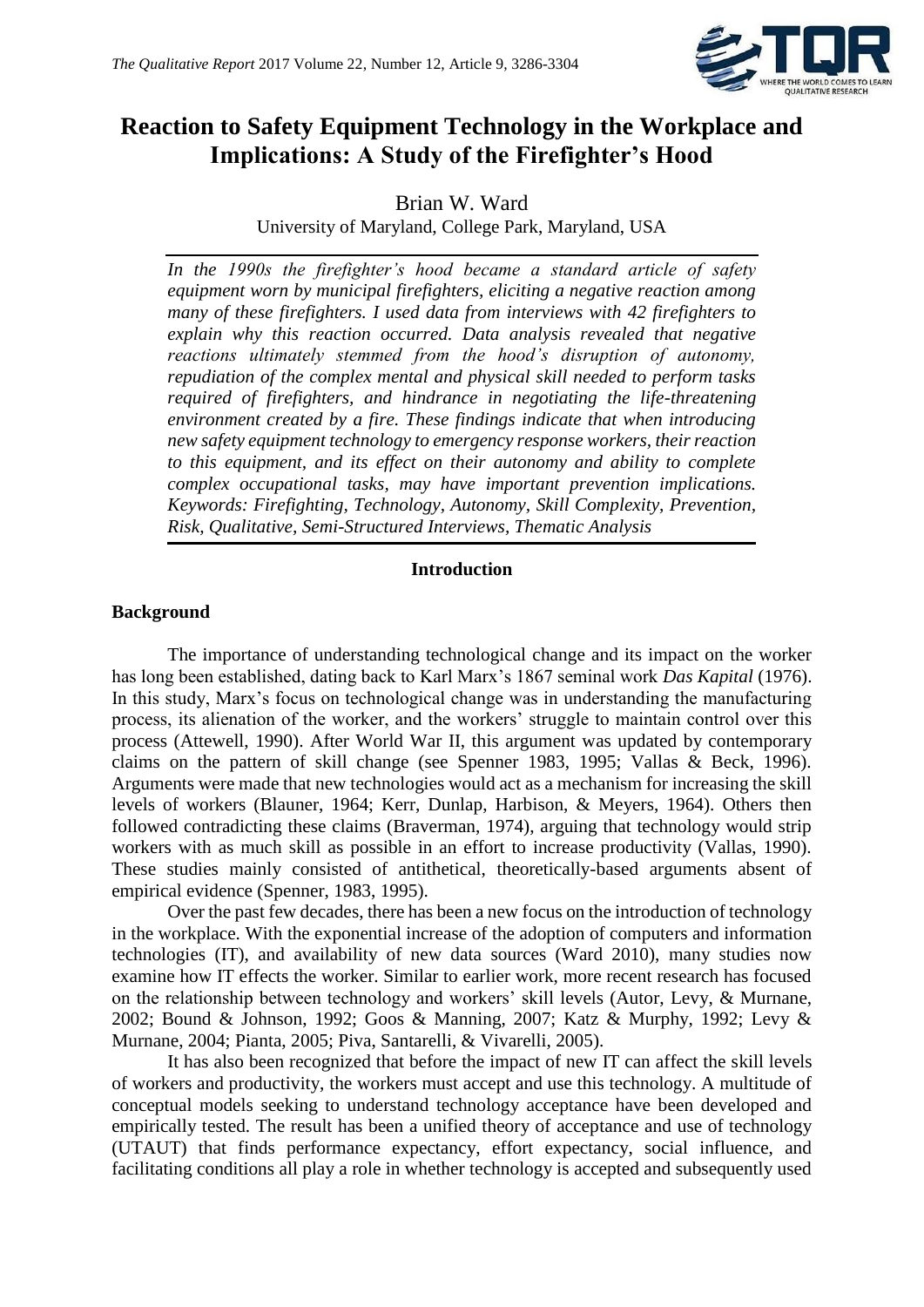# Reaction to Safety Equipment Technology in the Workplace and Implications: A Study of the Firefighter's Hood

Brian W. Ward

University of Maryland, College Park, Maryland, USA

*In the 1990s the firefighter's hood became a standard article of safety equipment worn by municipal firefighters, eliciting a negative reaction among many of these firefighters. I used data from interviews with 42 firefighters to explain why this reaction occurred. Data analysis revealed that negative reactions ultimately stemmed from the hood's disruption of autonomy, repudiation of the complex mental and physical skill needed to perform tasks required of firefighters, and hindrance in negotiating the life-threatening environment created by a fire. These findings indicate that when introducing new safety equipment technology to emergency response workers, their reaction to this equipment, and its effect on their autonomy and ability to complete complex occupational tasks, may have important prevention implications. Keywords: Firefighting, Technology, Autonomy, Skill Complexity, Prevention, Risk, Qualitative, Semi-Structured Interviews, Thematic Analysis*

## Introduction

### Background

The importance of understanding technological change and its impact on the worker has long been established, dating back to Karl Marx's 1867 seminal work *Das Kapital* (1976). In this study, Marx's focus on technological change was in understanding the manufacturing process, its alienation of the worker, and the workers' struggle to maintain control over this process (Attewell, 1990). After World War II, this argument was updated by contemporary claims on the pattern of skill change (see Spenner 1983, 1995; Vallas & Beck, 1996). Arguments were made that new technologies would act as a mechanism for increasing the skill levels of workers (Blauner, 1964; Kerr, Dunlap, Harbison, & Meyers, 1964). Others then followed contradicting these claims (Braverman, 1974), arguing that technology would strip workers with as much skill as possible in an effort to increase productivity (Vallas, 1990). These studies mainly consisted of antithetical, theoretically-based arguments absent of empirical evidence (Spenner, 1983, 1995).

Over the past few decades, there has been a new focus on the introduction of technology in the workplace. With the exponential increase of the adoption of computers and information technologies (IT), and availability of new data sources (Ward 2010), many studies now examine how IT effects the worker. Similar to earlier work, more recent research has focused on the relationship between technology and workers' skill levels (Autor, Levy, & Murnane, 2002; Bound & Johnson, 1992; Goos & Manning, 2007; Katz & Murphy, 1992; Levy & Murnane, 2004; Pianta, 2005; Piva, Santarelli, & Vivarelli, 2005).

It has also been recognized that before the impact of new IT can affect the skill levels of workers and productivity, the workers must accept and use this technology. A multitude of conceptual models seeking to understand technology acceptance have been developed and empirically tested. The result has been a unified theory of acceptance and use of technology (UTAUT) that finds performance expectancy, effort expectancy, social influence, and facilitating conditions all play a role in whether technology is accepted and subsequently used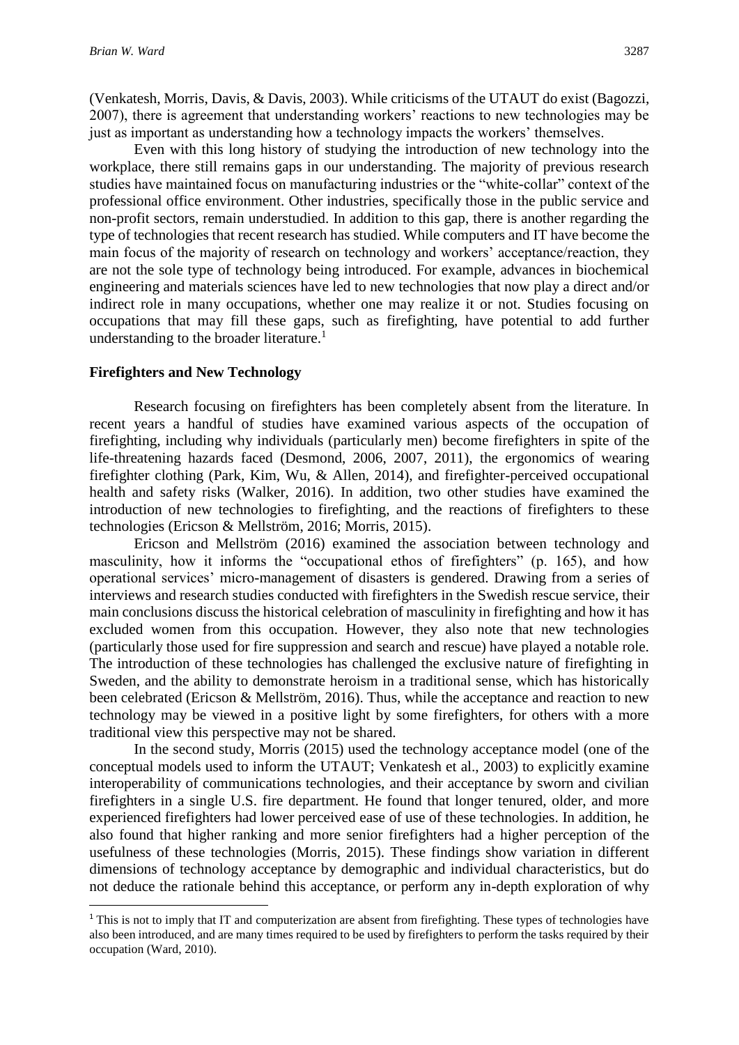(Venkatesh, Morris, Davis, & Davis, 2003). While criticisms of the UTAUT do exist (Bagozzi, 2007), there is agreement that understanding workers' reactions to new technologies may be just as important as understanding how a technology impacts the workers' themselves.

Even with this long history of studying the introduction of new technology into the workplace, there still remains gaps in our understanding. The majority of previous research studies have maintained focus on manufacturing industries or the "white-collar" context of the professional office environment. Other industries, specifically those in the public service and non-profit sectors, remain understudied. In addition to this gap, there is another regarding the type of technologies that recent research has studied. While computers and IT have become the main focus of the majority of research on technology and workers' acceptance/reaction, they are not the sole type of technology being introduced. For example, advances in biochemical engineering and materials sciences have led to new technologies that now play a direct and/or indirect role in many occupations, whether one may realize it or not. Studies focusing on occupations that may fill these gaps, such as firefighting, have potential to add further understanding to the broader literature.[1]

## Firefighters and New Technology

Research focusing on firefighters has been completely absent from the literature. In recent years a handful of studies have examined various aspects of the occupation of firefighting, including why individuals (particularly men) become firefighters in spite of the life-threatening hazards faced (Desmond, 2006, 2007, 2011), the ergonomics of wearing firefighter clothing (Park, Kim, Wu, & Allen, 2014), and firefighter-perceived occupational health and safety risks (Walker, 2016). In addition, two other studies have examined the introduction of new technologies to firefighting, and the reactions of firefighters to these technologies (Ericson & Mellström, 2016; Morris, 2015).

Ericson and Mellström (2016) examined the association between technology and masculinity, how it informs the "occupational ethos of firefighters" (p. 165), and how operational services' micro-management of disasters is gendered. Drawing from a series of interviews and research studies conducted with firefighters in the Swedish rescue service, their main conclusions discuss the historical celebration of masculinity in firefighting and how it has excluded women from this occupation. However, they also note that new technologies (particularly those used for fire suppression and search and rescue) have played a notable role. The introduction of these technologies has challenged the exclusive nature of firefighting in Sweden, and the ability to demonstrate heroism in a traditional sense, which has historically been celebrated (Ericson & Mellström, 2016). Thus, while the acceptance and reaction to new technology may be viewed in a positive light by some firefighters, for others with a more traditional view this perspective may not be shared.

In the second study, Morris (2015) used the technology acceptance model (one of the conceptual models used to inform the UTAUT; Venkatesh et al., 2003) to explicitly examine interoperability of communications technologies, and their acceptance by sworn and civilian firefighters in a single U.S. fire department. He found that longer tenured, older, and more experienced firefighters had lower perceived ease of use of these technologies. In addition, he also found that higher ranking and more senior firefighters had a higher perception of the usefulness of these technologies (Morris, 2015). These findings show variation in different dimensions of technology acceptance by demographic and individual characteristics, but do not deduce the rationale behind this acceptance, or perform any in-depth exploration of why

[1] This is not to imply that IT and computerization are absent from firefighting. These types of technologies have also been introduced, and are many times required to be used by firefighters to perform the tasks required by their occupation (Ward, 2010).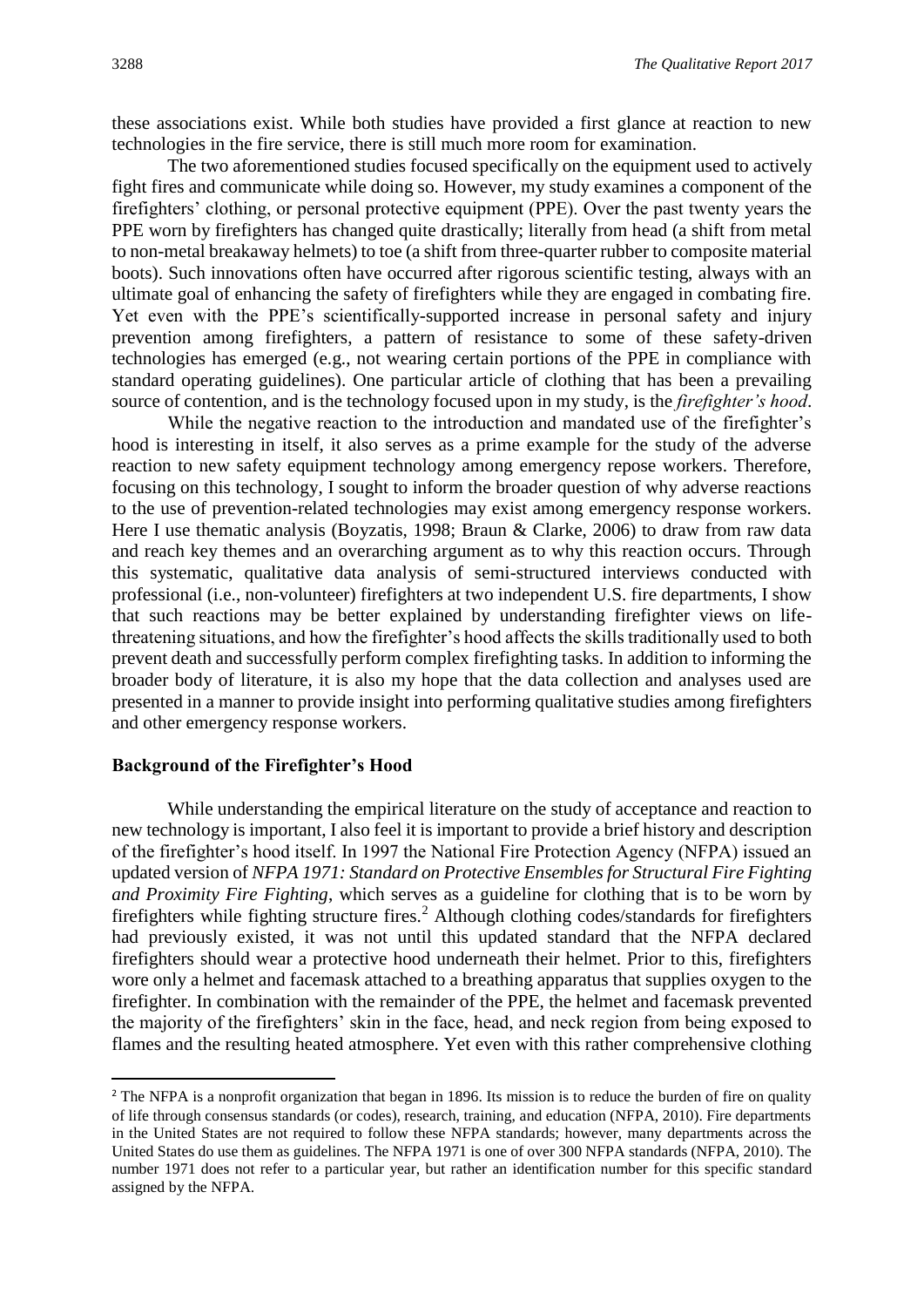these associations exist. While both studies have provided a first glance at reaction to new technologies in the fire service, there is still much more room for examination.

The two aforementioned studies focused specifically on the equipment used to actively fight fires and communicate while doing so. However, my study examines a component of the firefighters' clothing, or personal protective equipment (PPE). Over the past twenty years the PPE worn by firefighters has changed quite drastically; literally from head (a shift from metal to non-metal breakaway helmets) to toe (a shift from three-quarter rubber to composite material boots). Such innovations often have occurred after rigorous scientific testing, always with an ultimate goal of enhancing the safety of firefighters while they are engaged in combating fire. Yet even with the PPE's scientifically-supported increase in personal safety and injury prevention among firefighters, a pattern of resistance to some of these safety-driven technologies has emerged (e.g., not wearing certain portions of the PPE in compliance with standard operating guidelines). One particular article of clothing that has been a prevailing source of contention, and is the technology focused upon in my study, is the *firefighter's hood*.

While the negative reaction to the introduction and mandated use of the firefighter's hood is interesting in itself, it also serves as a prime example for the study of the adverse reaction to new safety equipment technology among emergency repose workers. Therefore, focusing on this technology, I sought to inform the broader question of why adverse reactions to the use of prevention-related technologies may exist among emergency response workers. Here I use thematic analysis (Boyzatis, 1998; Braun & Clarke, 2006) to draw from raw data and reach key themes and an overarching argument as to why this reaction occurs. Through this systematic, qualitative data analysis of semi-structured interviews conducted with professional (i.e., non-volunteer) firefighters at two independent U.S. fire departments, I show that such reactions may be better explained by understanding firefighter views on life-threatening situations, and how the firefighter's hood affects the skills traditionally used to both prevent death and successfully perform complex firefighting tasks. In addition to informing the broader body of literature, it is also my hope that the data collection and analyses used are presented in a manner to provide insight into performing qualitative studies among firefighters and other emergency response workers.

## Background of the Firefighter's Hood

While understanding the empirical literature on the study of acceptance and reaction to new technology is important, I also feel it is important to provide a brief history and description of the firefighter's hood itself. In 1997 the National Fire Protection Agency (NFPA) issued an updated version of *NFPA 1971: Standard on Protective Ensembles for Structural Fire Fighting and Proximity Fire Fighting*, which serves as a guideline for clothing that is to be worn by firefighters while fighting structure fires.[2] Although clothing codes/standards for firefighters had previously existed, it was not until this updated standard that the NFPA declared firefighters should wear a protective hood underneath their helmet. Prior to this, firefighters wore only a helmet and facemask attached to a breathing apparatus that supplies oxygen to the firefighter. In combination with the remainder of the PPE, the helmet and facemask prevented the majority of the firefighters' skin in the face, head, and neck region from being exposed to flames and the resulting heated atmosphere. Yet even with this rather comprehensive clothing

[2] The NFPA is a nonprofit organization that began in 1896. Its mission is to reduce the burden of fire on quality of life through consensus standards (or codes), research, training, and education (NFPA, 2010). Fire departments in the United States are not required to follow these NFPA standards; however, many departments across the United States do use them as guidelines. The NFPA 1971 is one of over 300 NFPA standards (NFPA, 2010). The number 1971 does not refer to a particular year, but rather an identification number for this specific standard assigned by the NFPA.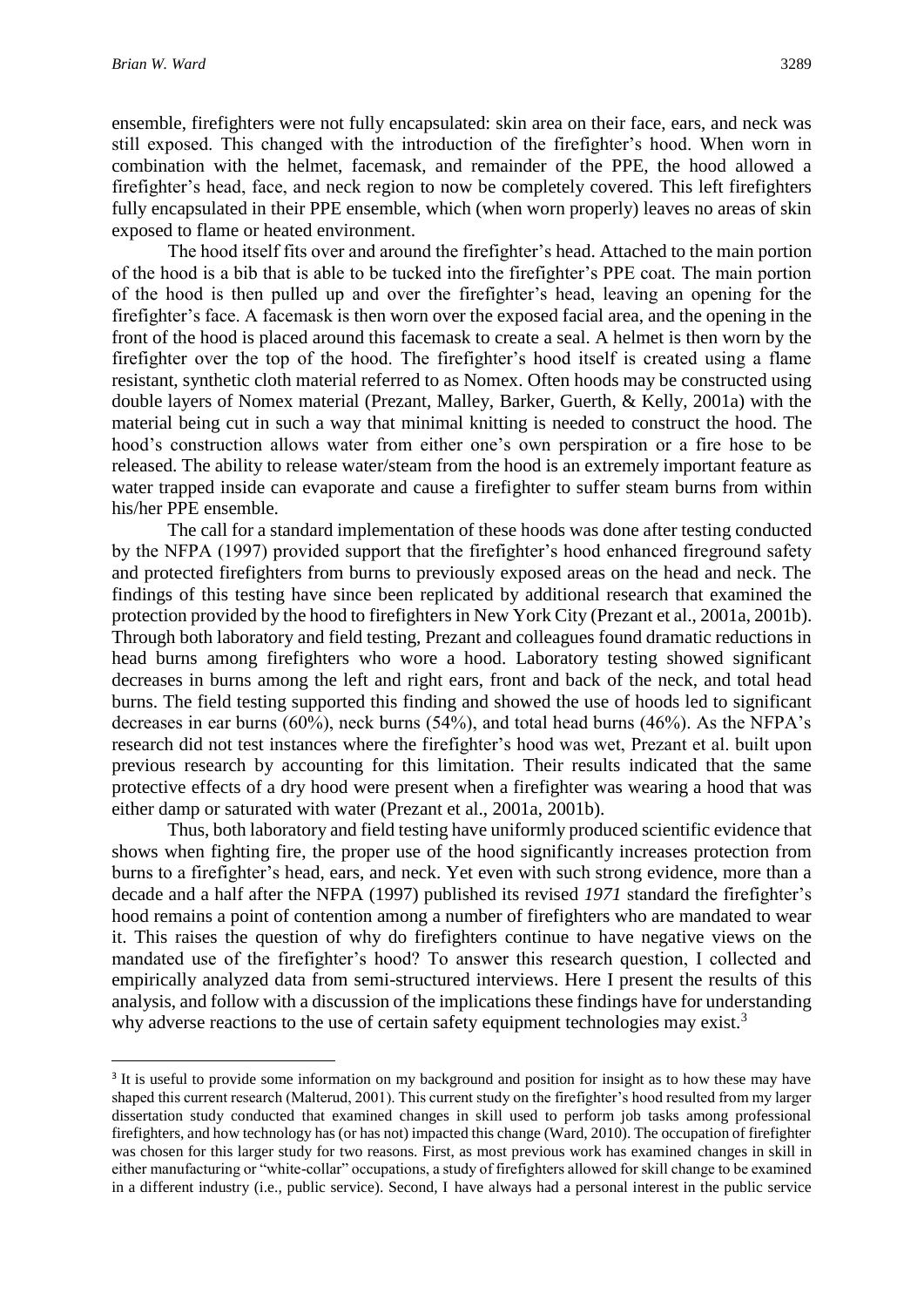ensemble, firefighters were not fully encapsulated: skin area on their face, ears, and neck was still exposed. This changed with the introduction of the firefighter's hood. When worn in combination with the helmet, facemask, and remainder of the PPE, the hood allowed a firefighter's head, face, and neck region to now be completely covered. This left firefighters fully encapsulated in their PPE ensemble, which (when worn properly) leaves no areas of skin exposed to flame or heated environment.

The hood itself fits over and around the firefighter's head. Attached to the main portion of the hood is a bib that is able to be tucked into the firefighter's PPE coat. The main portion of the hood is then pulled up and over the firefighter's head, leaving an opening for the firefighter's face. A facemask is then worn over the exposed facial area, and the opening in the front of the hood is placed around this facemask to create a seal. A helmet is then worn by the firefighter over the top of the hood. The firefighter's hood itself is created using a flame resistant, synthetic cloth material referred to as Nomex. Often hoods may be constructed using double layers of Nomex material (Prezant, Malley, Barker, Guerth, & Kelly, 2001a) with the material being cut in such a way that minimal knitting is needed to construct the hood. The hood's construction allows water from either one's own perspiration or a fire hose to be released. The ability to release water/steam from the hood is an extremely important feature as water trapped inside can evaporate and cause a firefighter to suffer steam burns from within his/her PPE ensemble.

The call for a standard implementation of these hoods was done after testing conducted by the NFPA (1997) provided support that the firefighter's hood enhanced fireground safety and protected firefighters from burns to previously exposed areas on the head and neck. The findings of this testing have since been replicated by additional research that examined the protection provided by the hood to firefighters in New York City (Prezant et al., 2001a, 2001b). Through both laboratory and field testing, Prezant and colleagues found dramatic reductions in head burns among firefighters who wore a hood. Laboratory testing showed significant decreases in burns among the left and right ears, front and back of the neck, and total head burns. The field testing supported this finding and showed the use of hoods led to significant decreases in ear burns (60%), neck burns (54%), and total head burns (46%). As the NFPA's research did not test instances where the firefighter's hood was wet, Prezant et al. built upon previous research by accounting for this limitation. Their results indicated that the same protective effects of a dry hood were present when a firefighter was wearing a hood that was either damp or saturated with water (Prezant et al., 2001a, 2001b).

Thus, both laboratory and field testing have uniformly produced scientific evidence that shows when fighting fire, the proper use of the hood significantly increases protection from burns to a firefighter's head, ears, and neck. Yet even with such strong evidence, more than a decade and a half after the NFPA (1997) published its revised *1971* standard the firefighter's hood remains a point of contention among a number of firefighters who are mandated to wear it. This raises the question of why do firefighters continue to have negative views on the mandated use of the firefighter's hood? To answer this research question, I collected and empirically analyzed data from semi-structured interviews. Here I present the results of this analysis, and follow with a discussion of the implications these findings have for understanding why adverse reactions to the use of certain safety equipment technologies may exist.[3]

[3] It is useful to provide some information on my background and position for insight as to how these may have shaped this current research (Malterud, 2001). This current study on the firefighter's hood resulted from my larger dissertation study conducted that examined changes in skill used to perform job tasks among professional firefighters, and how technology has (or has not) impacted this change (Ward, 2010). The occupation of firefighter was chosen for this larger study for two reasons. First, as most previous work has examined changes in skill in either manufacturing or "white-collar" occupations, a study of firefighters allowed for skill change to be examined in a different industry (i.e., public service). Second, I have always had a personal interest in the public service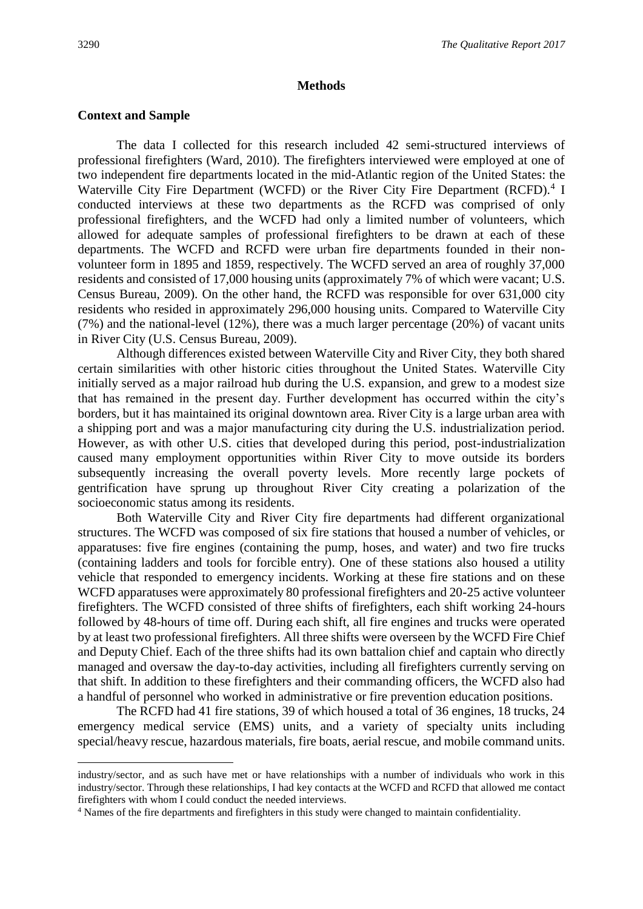## Methods

### Context and Sample

The data I collected for this research included 42 semi-structured interviews of professional firefighters (Ward, 2010). The firefighters interviewed were employed at one of two independent fire departments located in the mid-Atlantic region of the United States: the Waterville City Fire Department (WCFD) or the River City Fire Department (RCFD).[4] I conducted interviews at these two departments as the RCFD was comprised of only professional firefighters, and the WCFD had only a limited number of volunteers, which allowed for adequate samples of professional firefighters to be drawn at each of these departments. The WCFD and RCFD were urban fire departments founded in their non-volunteer form in 1895 and 1859, respectively. The WCFD served an area of roughly 37,000 residents and consisted of 17,000 housing units (approximately 7% of which were vacant; U.S. Census Bureau, 2009). On the other hand, the RCFD was responsible for over 631,000 city residents who resided in approximately 296,000 housing units. Compared to Waterville City (7%) and the national-level (12%), there was a much larger percentage (20%) of vacant units in River City (U.S. Census Bureau, 2009).

Although differences existed between Waterville City and River City, they both shared certain similarities with other historic cities throughout the United States. Waterville City initially served as a major railroad hub during the U.S. expansion, and grew to a modest size that has remained in the present day. Further development has occurred within the city's borders, but it has maintained its original downtown area. River City is a large urban area with a shipping port and was a major manufacturing city during the U.S. industrialization period. However, as with other U.S. cities that developed during this period, post-industrialization caused many employment opportunities within River City to move outside its borders subsequently increasing the overall poverty levels. More recently large pockets of gentrification have sprung up throughout River City creating a polarization of the socioeconomic status among its residents.

Both Waterville City and River City fire departments had different organizational structures. The WCFD was composed of six fire stations that housed a number of vehicles, or apparatuses: five fire engines (containing the pump, hoses, and water) and two fire trucks (containing ladders and tools for forcible entry). One of these stations also housed a utility vehicle that responded to emergency incidents. Working at these fire stations and on these WCFD apparatuses were approximately 80 professional firefighters and 20-25 active volunteer firefighters. The WCFD consisted of three shifts of firefighters, each shift working 24-hours followed by 48-hours of time off. During each shift, all fire engines and trucks were operated by at least two professional firefighters. All three shifts were overseen by the WCFD Fire Chief and Deputy Chief. Each of the three shifts had its own battalion chief and captain who directly managed and oversaw the day-to-day activities, including all firefighters currently serving on that shift. In addition to these firefighters and their commanding officers, the WCFD also had a handful of personnel who worked in administrative or fire prevention education positions.

The RCFD had 41 fire stations, 39 of which housed a total of 36 engines, 18 trucks, 24 emergency medical service (EMS) units, and a variety of specialty units including special/heavy rescue, hazardous materials, fire boats, aerial rescue, and mobile command units.

---

industry/sector, and as such have met or have relationships with a number of individuals who work in this industry/sector. Through these relationships, I had key contacts at the WCFD and RCFD that allowed me contact firefighters with whom I could conduct the needed interviews.

[4] Names of the fire departments and firefighters in this study were changed to maintain confidentiality.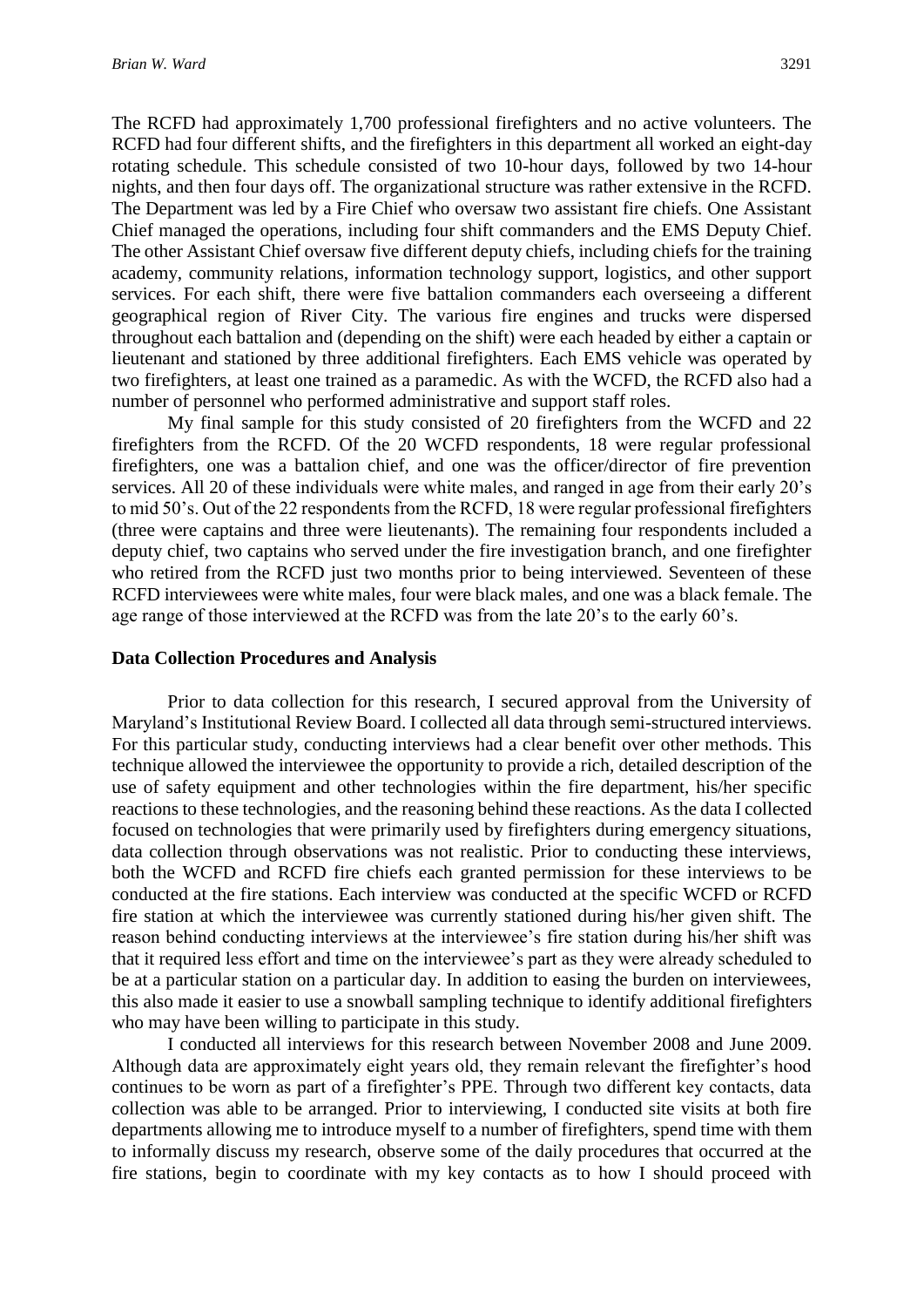The RCFD had approximately 1,700 professional firefighters and no active volunteers. The RCFD had four different shifts, and the firefighters in this department all worked an eight-day rotating schedule. This schedule consisted of two 10-hour days, followed by two 14-hour nights, and then four days off. The organizational structure was rather extensive in the RCFD. The Department was led by a Fire Chief who oversaw two assistant fire chiefs. One Assistant Chief managed the operations, including four shift commanders and the EMS Deputy Chief. The other Assistant Chief oversaw five different deputy chiefs, including chiefs for the training academy, community relations, information technology support, logistics, and other support services. For each shift, there were five battalion commanders each overseeing a different geographical region of River City. The various fire engines and trucks were dispersed throughout each battalion and (depending on the shift) were each headed by either a captain or lieutenant and stationed by three additional firefighters. Each EMS vehicle was operated by two firefighters, at least one trained as a paramedic. As with the WCFD, the RCFD also had a number of personnel who performed administrative and support staff roles.

My final sample for this study consisted of 20 firefighters from the WCFD and 22 firefighters from the RCFD. Of the 20 WCFD respondents, 18 were regular professional firefighters, one was a battalion chief, and one was the officer/director of fire prevention services. All 20 of these individuals were white males, and ranged in age from their early 20's to mid 50's. Out of the 22 respondents from the RCFD, 18 were regular professional firefighters (three were captains and three were lieutenants). The remaining four respondents included a deputy chief, two captains who served under the fire investigation branch, and one firefighter who retired from the RCFD just two months prior to being interviewed. Seventeen of these RCFD interviewees were white males, four were black males, and one was a black female. The age range of those interviewed at the RCFD was from the late 20's to the early 60's.

### Data Collection Procedures and Analysis

Prior to data collection for this research, I secured approval from the University of Maryland's Institutional Review Board. I collected all data through semi-structured interviews. For this particular study, conducting interviews had a clear benefit over other methods. This technique allowed the interviewee the opportunity to provide a rich, detailed description of the use of safety equipment and other technologies within the fire department, his/her specific reactions to these technologies, and the reasoning behind these reactions. As the data I collected focused on technologies that were primarily used by firefighters during emergency situations, data collection through observations was not realistic. Prior to conducting these interviews, both the WCFD and RCFD fire chiefs each granted permission for these interviews to be conducted at the fire stations. Each interview was conducted at the specific WCFD or RCFD fire station at which the interviewee was currently stationed during his/her given shift. The reason behind conducting interviews at the interviewee's fire station during his/her shift was that it required less effort and time on the interviewee's part as they were already scheduled to be at a particular station on a particular day. In addition to easing the burden on interviewees, this also made it easier to use a snowball sampling technique to identify additional firefighters who may have been willing to participate in this study.

I conducted all interviews for this research between November 2008 and June 2009. Although data are approximately eight years old, they remain relevant the firefighter's hood continues to be worn as part of a firefighter's PPE. Through two different key contacts, data collection was able to be arranged. Prior to interviewing, I conducted site visits at both fire departments allowing me to introduce myself to a number of firefighters, spend time with them to informally discuss my research, observe some of the daily procedures that occurred at the fire stations, begin to coordinate with my key contacts as to how I should proceed with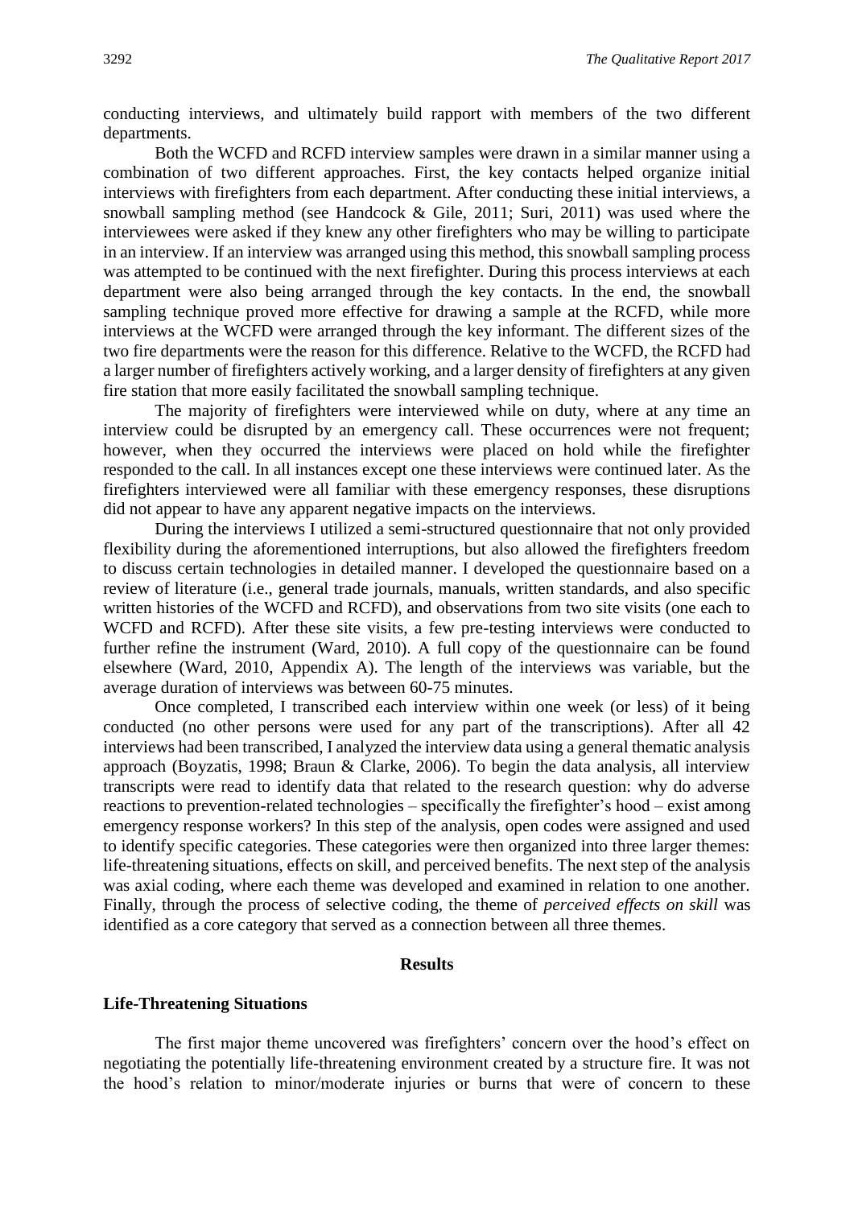conducting interviews, and ultimately build rapport with members of the two different departments.

Both the WCFD and RCFD interview samples were drawn in a similar manner using a combination of two different approaches. First, the key contacts helped organize initial interviews with firefighters from each department. After conducting these initial interviews, a snowball sampling method (see Handcock & Gile, 2011; Suri, 2011) was used where the interviewees were asked if they knew any other firefighters who may be willing to participate in an interview. If an interview was arranged using this method, this snowball sampling process was attempted to be continued with the next firefighter. During this process interviews at each department were also being arranged through the key contacts. In the end, the snowball sampling technique proved more effective for drawing a sample at the RCFD, while more interviews at the WCFD were arranged through the key informant. The different sizes of the two fire departments were the reason for this difference. Relative to the WCFD, the RCFD had a larger number of firefighters actively working, and a larger density of firefighters at any given fire station that more easily facilitated the snowball sampling technique.

The majority of firefighters were interviewed while on duty, where at any time an interview could be disrupted by an emergency call. These occurrences were not frequent; however, when they occurred the interviews were placed on hold while the firefighter responded to the call. In all instances except one these interviews were continued later. As the firefighters interviewed were all familiar with these emergency responses, these disruptions did not appear to have any apparent negative impacts on the interviews.

During the interviews I utilized a semi-structured questionnaire that not only provided flexibility during the aforementioned interruptions, but also allowed the firefighters freedom to discuss certain technologies in detailed manner. I developed the questionnaire based on a review of literature (i.e., general trade journals, manuals, written standards, and also specific written histories of the WCFD and RCFD), and observations from two site visits (one each to WCFD and RCFD). After these site visits, a few pre-testing interviews were conducted to further refine the instrument (Ward, 2010). A full copy of the questionnaire can be found elsewhere (Ward, 2010, Appendix A). The length of the interviews was variable, but the average duration of interviews was between 60-75 minutes.

Once completed, I transcribed each interview within one week (or less) of it being conducted (no other persons were used for any part of the transcriptions). After all 42 interviews had been transcribed, I analyzed the interview data using a general thematic analysis approach (Boyzatis, 1998; Braun & Clarke, 2006). To begin the data analysis, all interview transcripts were read to identify data that related to the research question: why do adverse reactions to prevention-related technologies – specifically the firefighter's hood – exist among emergency response workers? In this step of the analysis, open codes were assigned and used to identify specific categories. These categories were then organized into three larger themes: life-threatening situations, effects on skill, and perceived benefits. The next step of the analysis was axial coding, where each theme was developed and examined in relation to one another. Finally, through the process of selective coding, the theme of *perceived effects on skill* was identified as a core category that served as a connection between all three themes.

## Results

### Life-Threatening Situations

The first major theme uncovered was firefighters' concern over the hood's effect on negotiating the potentially life-threatening environment created by a structure fire. It was not the hood's relation to minor/moderate injuries or burns that were of concern to these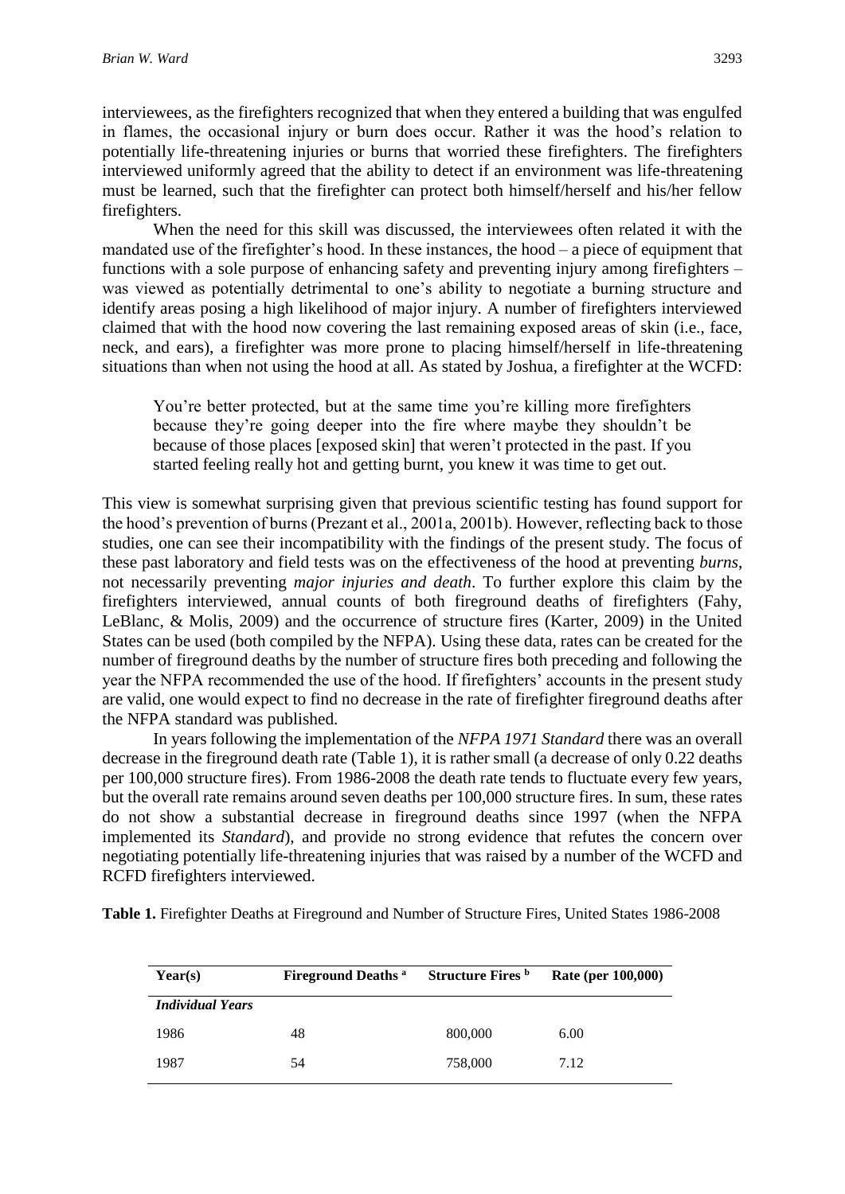interviewees, as the firefighters recognized that when they entered a building that was engulfed in flames, the occasional injury or burn does occur. Rather it was the hood's relation to potentially life-threatening injuries or burns that worried these firefighters. The firefighters interviewed uniformly agreed that the ability to detect if an environment was life-threatening must be learned, such that the firefighter can protect both himself/herself and his/her fellow firefighters.

When the need for this skill was discussed, the interviewees often related it with the mandated use of the firefighter's hood. In these instances, the hood – a piece of equipment that functions with a sole purpose of enhancing safety and preventing injury among firefighters – was viewed as potentially detrimental to one's ability to negotiate a burning structure and identify areas posing a high likelihood of major injury. A number of firefighters interviewed claimed that with the hood now covering the last remaining exposed areas of skin (i.e., face, neck, and ears), a firefighter was more prone to placing himself/herself in life-threatening situations than when not using the hood at all. As stated by Joshua, a firefighter at the WCFD:

> You're better protected, but at the same time you're killing more firefighters because they're going deeper into the fire where maybe they shouldn't be because of those places [exposed skin] that weren't protected in the past. If you started feeling really hot and getting burnt, you knew it was time to get out.

This view is somewhat surprising given that previous scientific testing has found support for the hood's prevention of burns (Prezant et al., 2001a, 2001b). However, reflecting back to those studies, one can see their incompatibility with the findings of the present study. The focus of these past laboratory and field tests was on the effectiveness of the hood at preventing *burns*, not necessarily preventing *major injuries and death*. To further explore this claim by the firefighters interviewed, annual counts of both fireground deaths of firefighters (Fahy, LeBlanc, & Molis, 2009) and the occurrence of structure fires (Karter, 2009) in the United States can be used (both compiled by the NFPA). Using these data, rates can be created for the number of fireground deaths by the number of structure fires both preceding and following the year the NFPA recommended the use of the hood. If firefighters' accounts in the present study are valid, one would expect to find no decrease in the rate of firefighter fireground deaths after the NFPA standard was published.

In years following the implementation of the *NFPA 1971 Standard* there was an overall decrease in the fireground death rate (Table 1), it is rather small (a decrease of only 0.22 deaths per 100,000 structure fires). From 1986-2008 the death rate tends to fluctuate every few years, but the overall rate remains around seven deaths per 100,000 structure fires. In sum, these rates do not show a substantial decrease in fireground deaths since 1997 (when the NFPA implemented its *Standard*), and provide no strong evidence that refutes the concern over negotiating potentially life-threatening injuries that was raised by a number of the WCFD and RCFD firefighters interviewed.

**Table 1.** Firefighter Deaths at Fireground and Number of Structure Fires, United States 1986-2008

| Year(s) | Fireground Deaths [a] | Structure Fires [b] | Rate (per 100,000) |
|---|---|---|---|
| ***Individual Years*** | | | |
| 1986 | 48 | 800,000 | 6.00 |
| 1987 | 54 | 758,000 | 7.12 |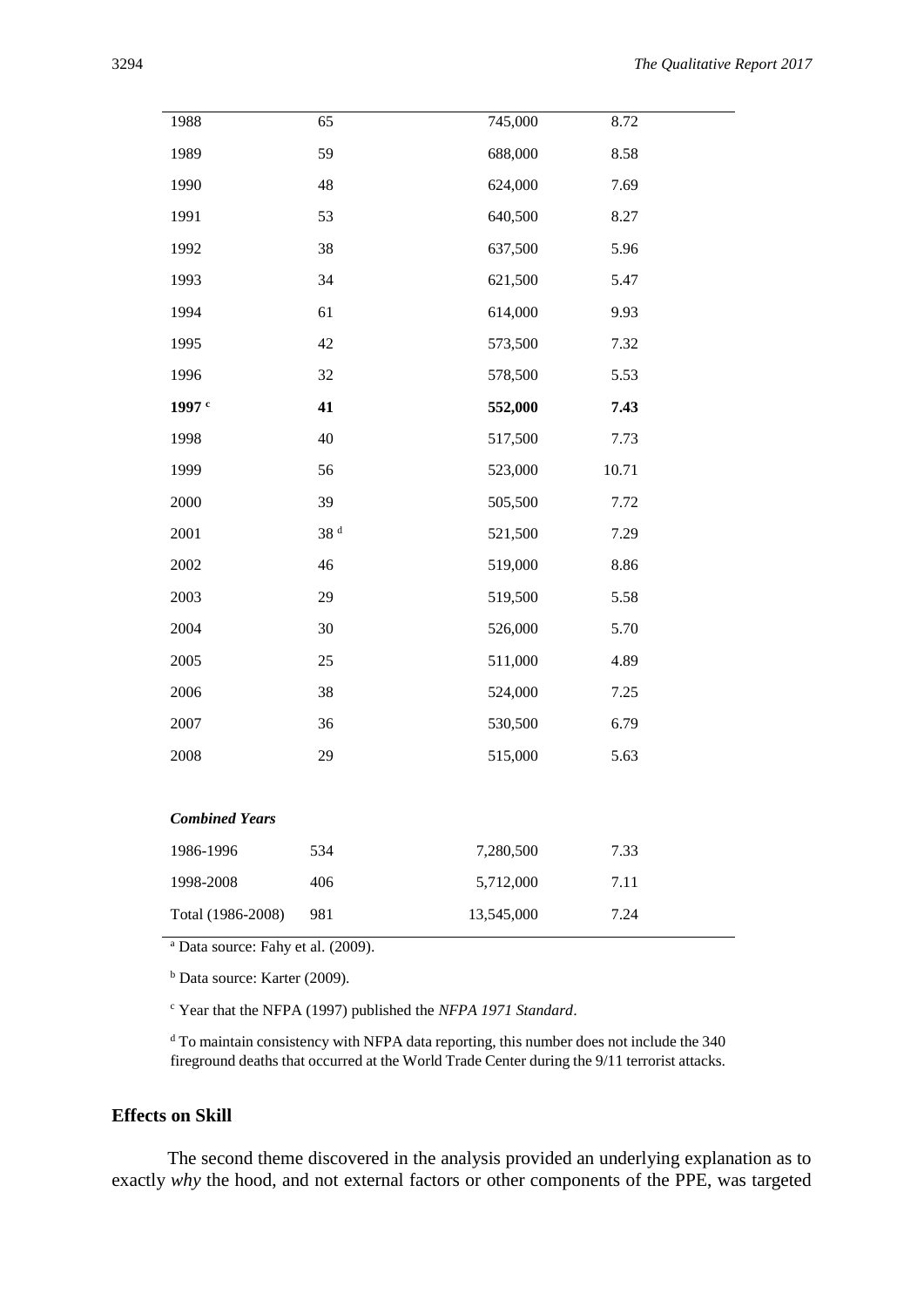| | | | |
|---|---|---|---|
| 1988 | 65 | 745,000 | 8.72 |
| 1989 | 59 | 688,000 | 8.58 |
| 1990 | 48 | 624,000 | 7.69 |
| 1991 | 53 | 640,500 | 8.27 |
| 1992 | 38 | 637,500 | 5.96 |
| 1993 | 34 | 621,500 | 5.47 |
| 1994 | 61 | 614,000 | 9.93 |
| 1995 | 42 | 573,500 | 7.32 |
| 1996 | 32 | 578,500 | 5.53 |
| **1997** [c] | **41** | **552,000** | **7.43** |
| 1998 | 40 | 517,500 | 7.73 |
| 1999 | 56 | 523,000 | 10.71 |
| 2000 | 39 | 505,500 | 7.72 |
| 2001 | 38 [d] | 521,500 | 7.29 |
| 2002 | 46 | 519,000 | 8.86 |
| 2003 | 29 | 519,500 | 5.58 |
| 2004 | 30 | 526,000 | 5.70 |
| 2005 | 25 | 511,000 | 4.89 |
| 2006 | 38 | 524,000 | 7.25 |
| 2007 | 36 | 530,500 | 6.79 |
| 2008 | 29 | 515,000 | 5.63 |
| ***Combined Years*** | | | |
| 1986-1996 | 534 | 7,280,500 | 7.33 |
| 1998-2008 | 406 | 5,712,000 | 7.11 |
| Total (1986-2008) | 981 | 13,545,000 | 7.24 |

[a] Data source: Fahy et al. (2009).

[b] Data source: Karter (2009).

[c] Year that the NFPA (1997) published the *NFPA 1971 Standard*.

[d] To maintain consistency with NFPA data reporting, this number does not include the 340 fireground deaths that occurred at the World Trade Center during the 9/11 terrorist attacks.

## Effects on Skill

The second theme discovered in the analysis provided an underlying explanation as to exactly *why* the hood, and not external factors or other components of the PPE, was targeted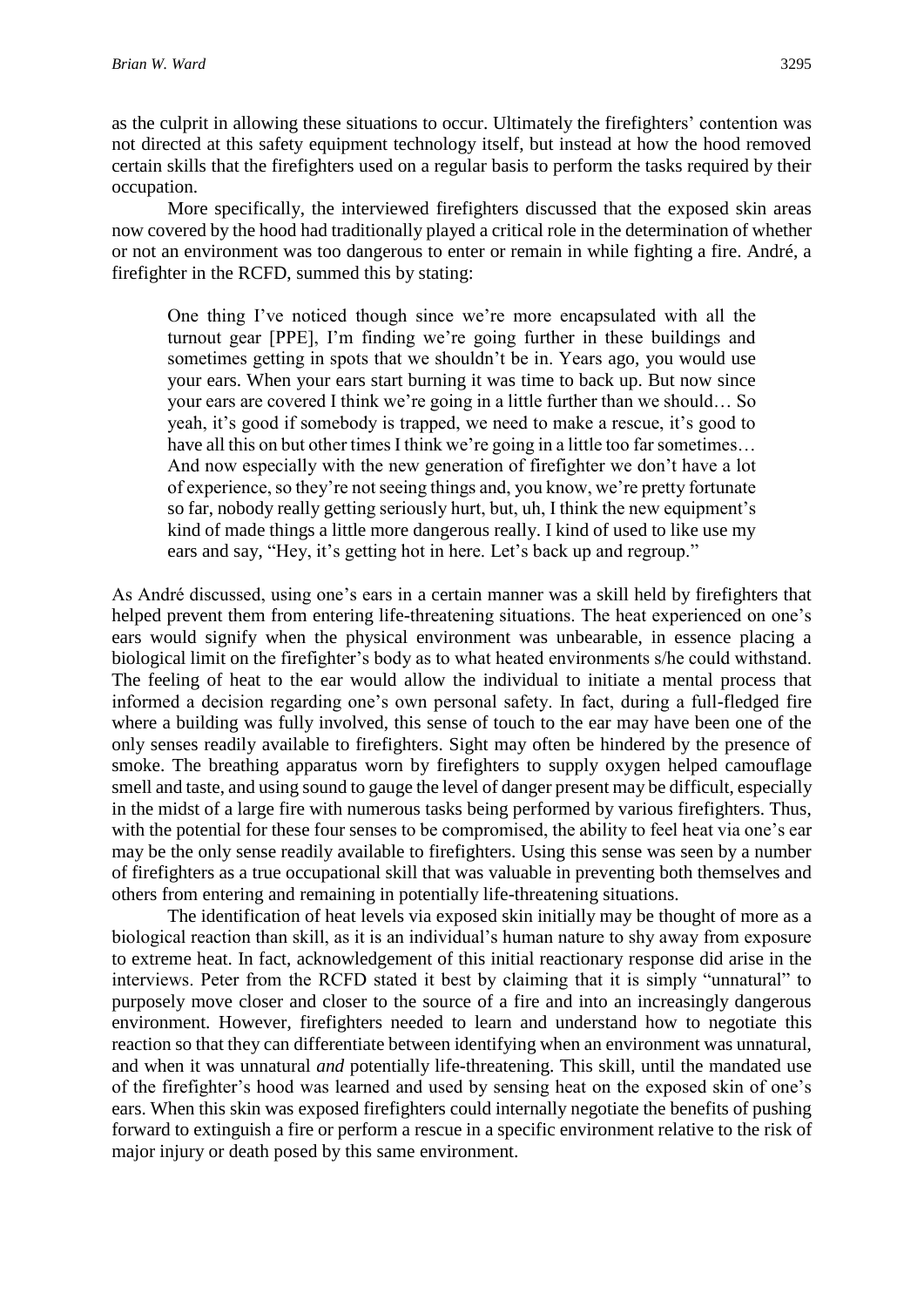as the culprit in allowing these situations to occur. Ultimately the firefighters' contention was not directed at this safety equipment technology itself, but instead at how the hood removed certain skills that the firefighters used on a regular basis to perform the tasks required by their occupation.

More specifically, the interviewed firefighters discussed that the exposed skin areas now covered by the hood had traditionally played a critical role in the determination of whether or not an environment was too dangerous to enter or remain in while fighting a fire. André, a firefighter in the RCFD, summed this by stating:

> One thing I've noticed though since we're more encapsulated with all the turnout gear [PPE], I'm finding we're going further in these buildings and sometimes getting in spots that we shouldn't be in. Years ago, you would use your ears. When your ears start burning it was time to back up. But now since your ears are covered I think we're going in a little further than we should… So yeah, it's good if somebody is trapped, we need to make a rescue, it's good to have all this on but other times I think we're going in a little too far sometimes… And now especially with the new generation of firefighter we don't have a lot of experience, so they're not seeing things and, you know, we're pretty fortunate so far, nobody really getting seriously hurt, but, uh, I think the new equipment's kind of made things a little more dangerous really. I kind of used to like use my ears and say, "Hey, it's getting hot in here. Let's back up and regroup."

As André discussed, using one's ears in a certain manner was a skill held by firefighters that helped prevent them from entering life-threatening situations. The heat experienced on one's ears would signify when the physical environment was unbearable, in essence placing a biological limit on the firefighter's body as to what heated environments s/he could withstand. The feeling of heat to the ear would allow the individual to initiate a mental process that informed a decision regarding one's own personal safety. In fact, during a full-fledged fire where a building was fully involved, this sense of touch to the ear may have been one of the only senses readily available to firefighters. Sight may often be hindered by the presence of smoke. The breathing apparatus worn by firefighters to supply oxygen helped camouflage smell and taste, and using sound to gauge the level of danger present may be difficult, especially in the midst of a large fire with numerous tasks being performed by various firefighters. Thus, with the potential for these four senses to be compromised, the ability to feel heat via one's ear may be the only sense readily available to firefighters. Using this sense was seen by a number of firefighters as a true occupational skill that was valuable in preventing both themselves and others from entering and remaining in potentially life-threatening situations.

The identification of heat levels via exposed skin initially may be thought of more as a biological reaction than skill, as it is an individual's human nature to shy away from exposure to extreme heat. In fact, acknowledgement of this initial reactionary response did arise in the interviews. Peter from the RCFD stated it best by claiming that it is simply "unnatural" to purposely move closer and closer to the source of a fire and into an increasingly dangerous environment. However, firefighters needed to learn and understand how to negotiate this reaction so that they can differentiate between identifying when an environment was unnatural, and when it was unnatural *and* potentially life-threatening. This skill, until the mandated use of the firefighter's hood was learned and used by sensing heat on the exposed skin of one's ears. When this skin was exposed firefighters could internally negotiate the benefits of pushing forward to extinguish a fire or perform a rescue in a specific environment relative to the risk of major injury or death posed by this same environment.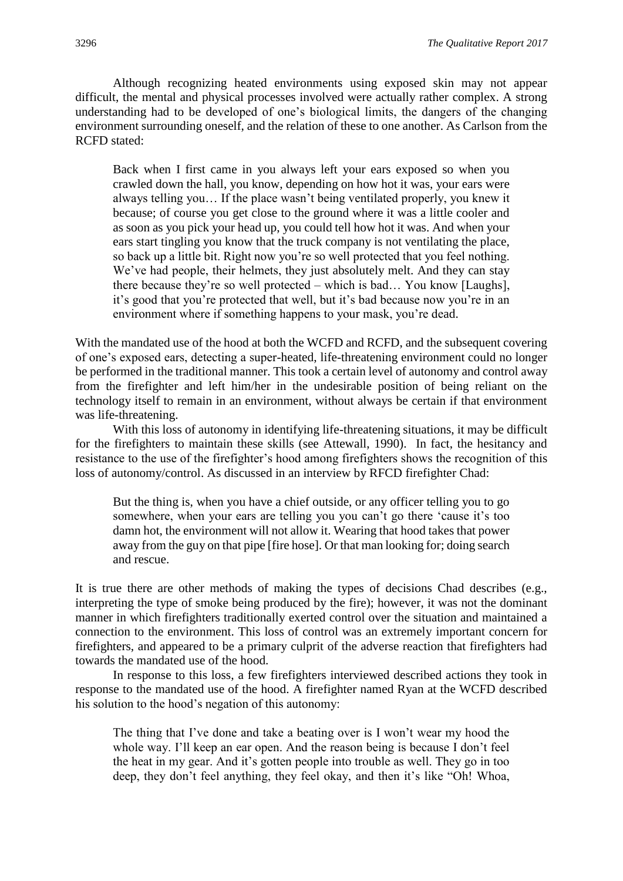Although recognizing heated environments using exposed skin may not appear difficult, the mental and physical processes involved were actually rather complex. A strong understanding had to be developed of one's biological limits, the dangers of the changing environment surrounding oneself, and the relation of these to one another. As Carlson from the RCFD stated:

> Back when I first came in you always left your ears exposed so when you crawled down the hall, you know, depending on how hot it was, your ears were always telling you… If the place wasn't being ventilated properly, you knew it because; of course you get close to the ground where it was a little cooler and as soon as you pick your head up, you could tell how hot it was. And when your ears start tingling you know that the truck company is not ventilating the place, so back up a little bit. Right now you're so well protected that you feel nothing. We've had people, their helmets, they just absolutely melt. And they can stay there because they're so well protected – which is bad… You know [Laughs], it's good that you're protected that well, but it's bad because now you're in an environment where if something happens to your mask, you're dead.

With the mandated use of the hood at both the WCFD and RCFD, and the subsequent covering of one's exposed ears, detecting a super-heated, life-threatening environment could no longer be performed in the traditional manner. This took a certain level of autonomy and control away from the firefighter and left him/her in the undesirable position of being reliant on the technology itself to remain in an environment, without always be certain if that environment was life-threatening.

With this loss of autonomy in identifying life-threatening situations, it may be difficult for the firefighters to maintain these skills (see Attewall, 1990). In fact, the hesitancy and resistance to the use of the firefighter's hood among firefighters shows the recognition of this loss of autonomy/control. As discussed in an interview by RFCD firefighter Chad:

> But the thing is, when you have a chief outside, or any officer telling you to go somewhere, when your ears are telling you you can't go there 'cause it's too damn hot, the environment will not allow it. Wearing that hood takes that power away from the guy on that pipe [fire hose]. Or that man looking for; doing search and rescue.

It is true there are other methods of making the types of decisions Chad describes (e.g., interpreting the type of smoke being produced by the fire); however, it was not the dominant manner in which firefighters traditionally exerted control over the situation and maintained a connection to the environment. This loss of control was an extremely important concern for firefighters, and appeared to be a primary culprit of the adverse reaction that firefighters had towards the mandated use of the hood.

In response to this loss, a few firefighters interviewed described actions they took in response to the mandated use of the hood. A firefighter named Ryan at the WCFD described his solution to the hood's negation of this autonomy:

> The thing that I've done and take a beating over is I won't wear my hood the whole way. I'll keep an ear open. And the reason being is because I don't feel the heat in my gear. And it's gotten people into trouble as well. They go in too deep, they don't feel anything, they feel okay, and then it's like "Oh! Whoa,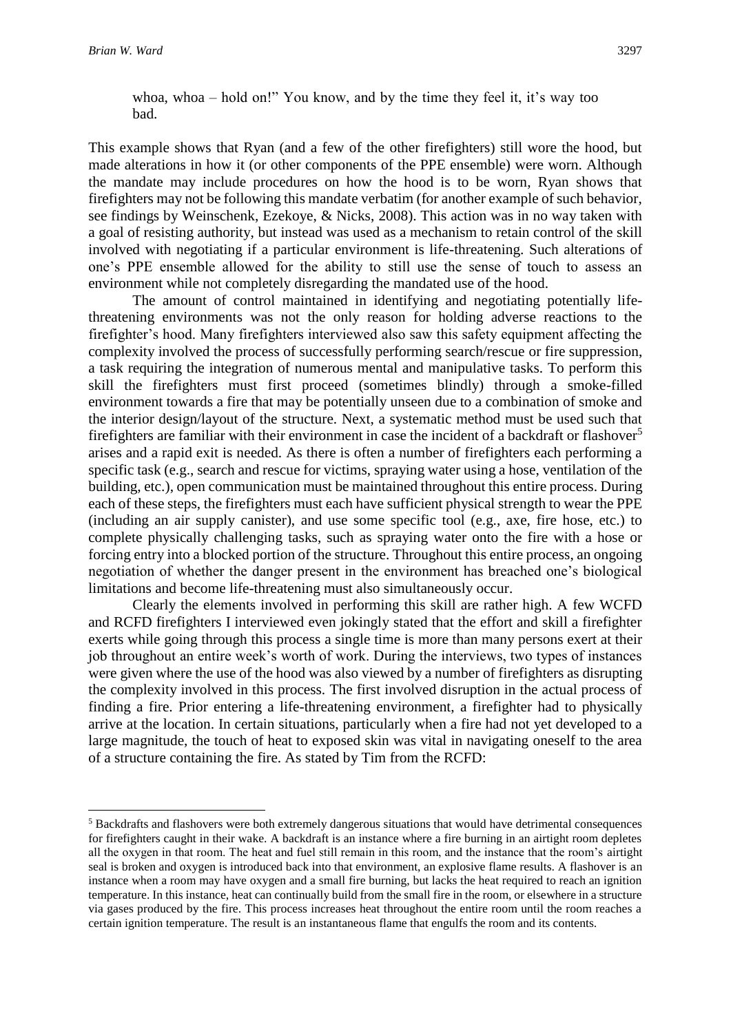> whoa, whoa – hold on!" You know, and by the time they feel it, it's way too bad.

This example shows that Ryan (and a few of the other firefighters) still wore the hood, but made alterations in how it (or other components of the PPE ensemble) were worn. Although the mandate may include procedures on how the hood is to be worn, Ryan shows that firefighters may not be following this mandate verbatim (for another example of such behavior, see findings by Weinschenk, Ezekoye, & Nicks, 2008). This action was in no way taken with a goal of resisting authority, but instead was used as a mechanism to retain control of the skill involved with negotiating if a particular environment is life-threatening. Such alterations of one's PPE ensemble allowed for the ability to still use the sense of touch to assess an environment while not completely disregarding the mandated use of the hood.

The amount of control maintained in identifying and negotiating potentially life-threatening environments was not the only reason for holding adverse reactions to the firefighter's hood. Many firefighters interviewed also saw this safety equipment affecting the complexity involved the process of successfully performing search/rescue or fire suppression, a task requiring the integration of numerous mental and manipulative tasks. To perform this skill the firefighters must first proceed (sometimes blindly) through a smoke-filled environment towards a fire that may be potentially unseen due to a combination of smoke and the interior design/layout of the structure. Next, a systematic method must be used such that firefighters are familiar with their environment in case the incident of a backdraft or flashover[5] arises and a rapid exit is needed. As there is often a number of firefighters each performing a specific task (e.g., search and rescue for victims, spraying water using a hose, ventilation of the building, etc.), open communication must be maintained throughout this entire process. During each of these steps, the firefighters must each have sufficient physical strength to wear the PPE (including an air supply canister), and use some specific tool (e.g., axe, fire hose, etc.) to complete physically challenging tasks, such as spraying water onto the fire with a hose or forcing entry into a blocked portion of the structure. Throughout this entire process, an ongoing negotiation of whether the danger present in the environment has breached one's biological limitations and become life-threatening must also simultaneously occur.

Clearly the elements involved in performing this skill are rather high. A few WCFD and RCFD firefighters I interviewed even jokingly stated that the effort and skill a firefighter exerts while going through this process a single time is more than many persons exert at their job throughout an entire week's worth of work. During the interviews, two types of instances were given where the use of the hood was also viewed by a number of firefighters as disrupting the complexity involved in this process. The first involved disruption in the actual process of finding a fire. Prior entering a life-threatening environment, a firefighter had to physically arrive at the location. In certain situations, particularly when a fire had not yet developed to a large magnitude, the touch of heat to exposed skin was vital in navigating oneself to the area of a structure containing the fire. As stated by Tim from the RCFD:

---

[5] Backdrafts and flashovers were both extremely dangerous situations that would have detrimental consequences for firefighters caught in their wake. A backdraft is an instance where a fire burning in an airtight room depletes all the oxygen in that room. The heat and fuel still remain in this room, and the instance that the room's airtight seal is broken and oxygen is introduced back into that environment, an explosive flame results. A flashover is an instance when a room may have oxygen and a small fire burning, but lacks the heat required to reach an ignition temperature. In this instance, heat can continually build from the small fire in the room, or elsewhere in a structure via gases produced by the fire. This process increases heat throughout the entire room until the room reaches a certain ignition temperature. The result is an instantaneous flame that engulfs the room and its contents.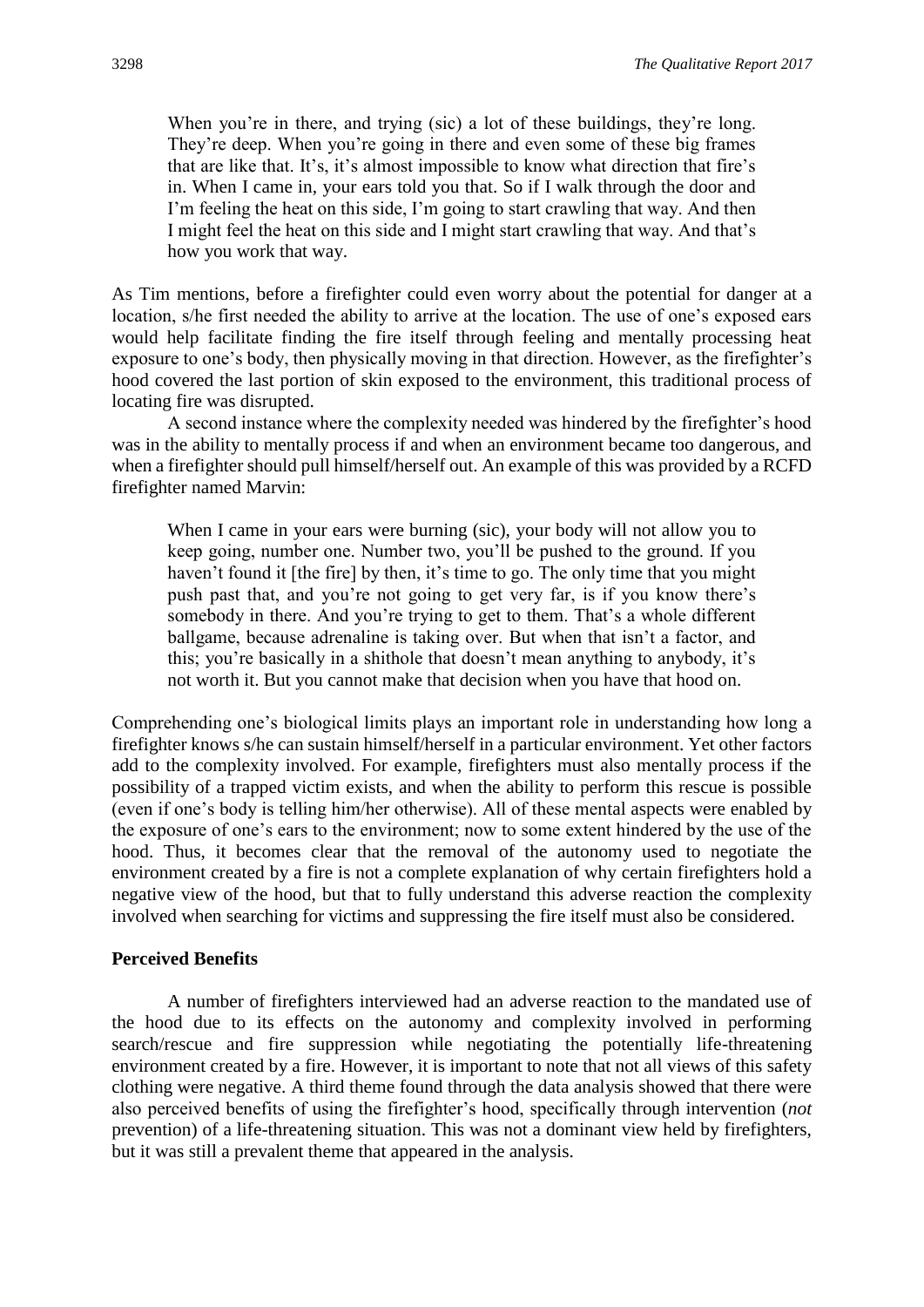> When you're in there, and trying (sic) a lot of these buildings, they're long. They're deep. When you're going in there and even some of these big frames that are like that. It's, it's almost impossible to know what direction that fire's in. When I came in, your ears told you that. So if I walk through the door and I'm feeling the heat on this side, I'm going to start crawling that way. And then I might feel the heat on this side and I might start crawling that way. And that's how you work that way.

As Tim mentions, before a firefighter could even worry about the potential for danger at a location, s/he first needed the ability to arrive at the location. The use of one's exposed ears would help facilitate finding the fire itself through feeling and mentally processing heat exposure to one's body, then physically moving in that direction. However, as the firefighter's hood covered the last portion of skin exposed to the environment, this traditional process of locating fire was disrupted.

A second instance where the complexity needed was hindered by the firefighter's hood was in the ability to mentally process if and when an environment became too dangerous, and when a firefighter should pull himself/herself out. An example of this was provided by a RCFD firefighter named Marvin:

> When I came in your ears were burning (sic), your body will not allow you to keep going, number one. Number two, you'll be pushed to the ground. If you haven't found it [the fire] by then, it's time to go. The only time that you might push past that, and you're not going to get very far, is if you know there's somebody in there. And you're trying to get to them. That's a whole different ballgame, because adrenaline is taking over. But when that isn't a factor, and this; you're basically in a shithole that doesn't mean anything to anybody, it's not worth it. But you cannot make that decision when you have that hood on.

Comprehending one's biological limits plays an important role in understanding how long a firefighter knows s/he can sustain himself/herself in a particular environment. Yet other factors add to the complexity involved. For example, firefighters must also mentally process if the possibility of a trapped victim exists, and when the ability to perform this rescue is possible (even if one's body is telling him/her otherwise). All of these mental aspects were enabled by the exposure of one's ears to the environment; now to some extent hindered by the use of the hood. Thus, it becomes clear that the removal of the autonomy used to negotiate the environment created by a fire is not a complete explanation of why certain firefighters hold a negative view of the hood, but that to fully understand this adverse reaction the complexity involved when searching for victims and suppressing the fire itself must also be considered.

### Perceived Benefits

A number of firefighters interviewed had an adverse reaction to the mandated use of the hood due to its effects on the autonomy and complexity involved in performing search/rescue and fire suppression while negotiating the potentially life-threatening environment created by a fire. However, it is important to note that not all views of this safety clothing were negative. A third theme found through the data analysis showed that there were also perceived benefits of using the firefighter's hood, specifically through intervention (*not* prevention) of a life-threatening situation. This was not a dominant view held by firefighters, but it was still a prevalent theme that appeared in the analysis.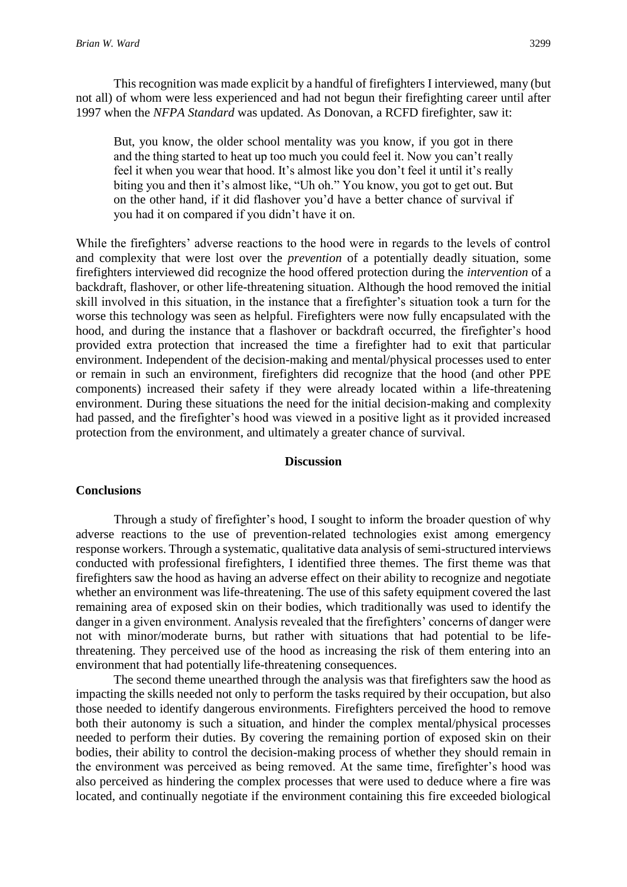This recognition was made explicit by a handful of firefighters I interviewed, many (but not all) of whom were less experienced and had not begun their firefighting career until after 1997 when the *NFPA Standard* was updated. As Donovan, a RCFD firefighter, saw it:

> But, you know, the older school mentality was you know, if you got in there and the thing started to heat up too much you could feel it. Now you can't really feel it when you wear that hood. It's almost like you don't feel it until it's really biting you and then it's almost like, "Uh oh." You know, you got to get out. But on the other hand, if it did flashover you'd have a better chance of survival if you had it on compared if you didn't have it on.

While the firefighters' adverse reactions to the hood were in regards to the levels of control and complexity that were lost over the *prevention* of a potentially deadly situation, some firefighters interviewed did recognize the hood offered protection during the *intervention* of a backdraft, flashover, or other life-threatening situation. Although the hood removed the initial skill involved in this situation, in the instance that a firefighter's situation took a turn for the worse this technology was seen as helpful. Firefighters were now fully encapsulated with the hood, and during the instance that a flashover or backdraft occurred, the firefighter's hood provided extra protection that increased the time a firefighter had to exit that particular environment. Independent of the decision-making and mental/physical processes used to enter or remain in such an environment, firefighters did recognize that the hood (and other PPE components) increased their safety if they were already located within a life-threatening environment. During these situations the need for the initial decision-making and complexity had passed, and the firefighter's hood was viewed in a positive light as it provided increased protection from the environment, and ultimately a greater chance of survival.

## Discussion

### Conclusions

Through a study of firefighter's hood, I sought to inform the broader question of why adverse reactions to the use of prevention-related technologies exist among emergency response workers. Through a systematic, qualitative data analysis of semi-structured interviews conducted with professional firefighters, I identified three themes. The first theme was that firefighters saw the hood as having an adverse effect on their ability to recognize and negotiate whether an environment was life-threatening. The use of this safety equipment covered the last remaining area of exposed skin on their bodies, which traditionally was used to identify the danger in a given environment. Analysis revealed that the firefighters' concerns of danger were not with minor/moderate burns, but rather with situations that had potential to be life-threatening. They perceived use of the hood as increasing the risk of them entering into an environment that had potentially life-threatening consequences.

The second theme unearthed through the analysis was that firefighters saw the hood as impacting the skills needed not only to perform the tasks required by their occupation, but also those needed to identify dangerous environments. Firefighters perceived the hood to remove both their autonomy is such a situation, and hinder the complex mental/physical processes needed to perform their duties. By covering the remaining portion of exposed skin on their bodies, their ability to control the decision-making process of whether they should remain in the environment was perceived as being removed. At the same time, firefighter's hood was also perceived as hindering the complex processes that were used to deduce where a fire was located, and continually negotiate if the environment containing this fire exceeded biological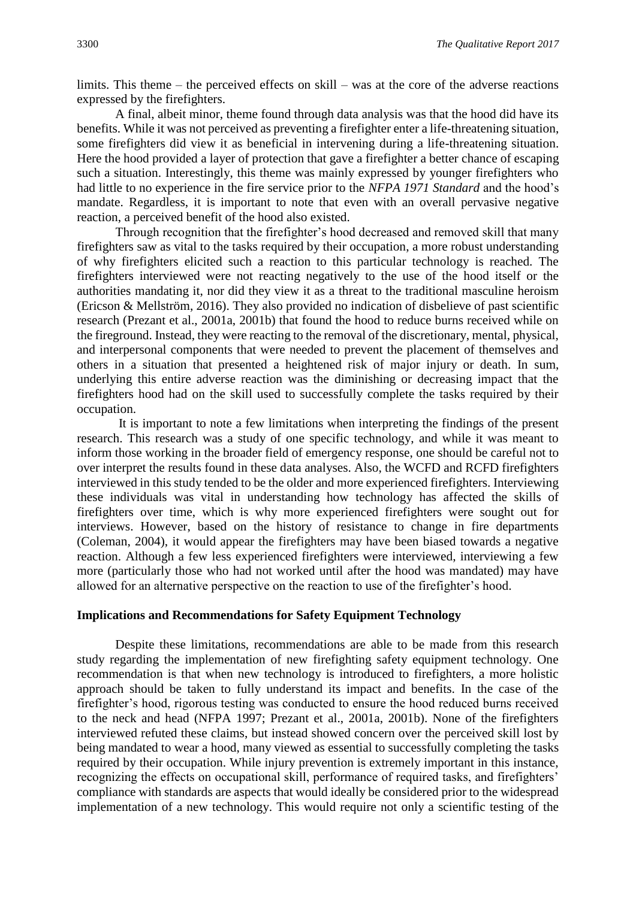limits. This theme – the perceived effects on skill – was at the core of the adverse reactions expressed by the firefighters.

A final, albeit minor, theme found through data analysis was that the hood did have its benefits. While it was not perceived as preventing a firefighter enter a life-threatening situation, some firefighters did view it as beneficial in intervening during a life-threatening situation. Here the hood provided a layer of protection that gave a firefighter a better chance of escaping such a situation. Interestingly, this theme was mainly expressed by younger firefighters who had little to no experience in the fire service prior to the *NFPA 1971 Standard* and the hood's mandate. Regardless, it is important to note that even with an overall pervasive negative reaction, a perceived benefit of the hood also existed.

Through recognition that the firefighter's hood decreased and removed skill that many firefighters saw as vital to the tasks required by their occupation, a more robust understanding of why firefighters elicited such a reaction to this particular technology is reached. The firefighters interviewed were not reacting negatively to the use of the hood itself or the authorities mandating it, nor did they view it as a threat to the traditional masculine heroism (Ericson & Mellström, 2016). They also provided no indication of disbelieve of past scientific research (Prezant et al., 2001a, 2001b) that found the hood to reduce burns received while on the fireground. Instead, they were reacting to the removal of the discretionary, mental, physical, and interpersonal components that were needed to prevent the placement of themselves and others in a situation that presented a heightened risk of major injury or death. In sum, underlying this entire adverse reaction was the diminishing or decreasing impact that the firefighters hood had on the skill used to successfully complete the tasks required by their occupation.

It is important to note a few limitations when interpreting the findings of the present research. This research was a study of one specific technology, and while it was meant to inform those working in the broader field of emergency response, one should be careful not to over interpret the results found in these data analyses. Also, the WCFD and RCFD firefighters interviewed in this study tended to be the older and more experienced firefighters. Interviewing these individuals was vital in understanding how technology has affected the skills of firefighters over time, which is why more experienced firefighters were sought out for interviews. However, based on the history of resistance to change in fire departments (Coleman, 2004), it would appear the firefighters may have been biased towards a negative reaction. Although a few less experienced firefighters were interviewed, interviewing a few more (particularly those who had not worked until after the hood was mandated) may have allowed for an alternative perspective on the reaction to use of the firefighter's hood.

### Implications and Recommendations for Safety Equipment Technology

Despite these limitations, recommendations are able to be made from this research study regarding the implementation of new firefighting safety equipment technology. One recommendation is that when new technology is introduced to firefighters, a more holistic approach should be taken to fully understand its impact and benefits. In the case of the firefighter's hood, rigorous testing was conducted to ensure the hood reduced burns received to the neck and head (NFPA 1997; Prezant et al., 2001a, 2001b). None of the firefighters interviewed refuted these claims, but instead showed concern over the perceived skill lost by being mandated to wear a hood, many viewed as essential to successfully completing the tasks required by their occupation. While injury prevention is extremely important in this instance, recognizing the effects on occupational skill, performance of required tasks, and firefighters' compliance with standards are aspects that would ideally be considered prior to the widespread implementation of a new technology. This would require not only a scientific testing of the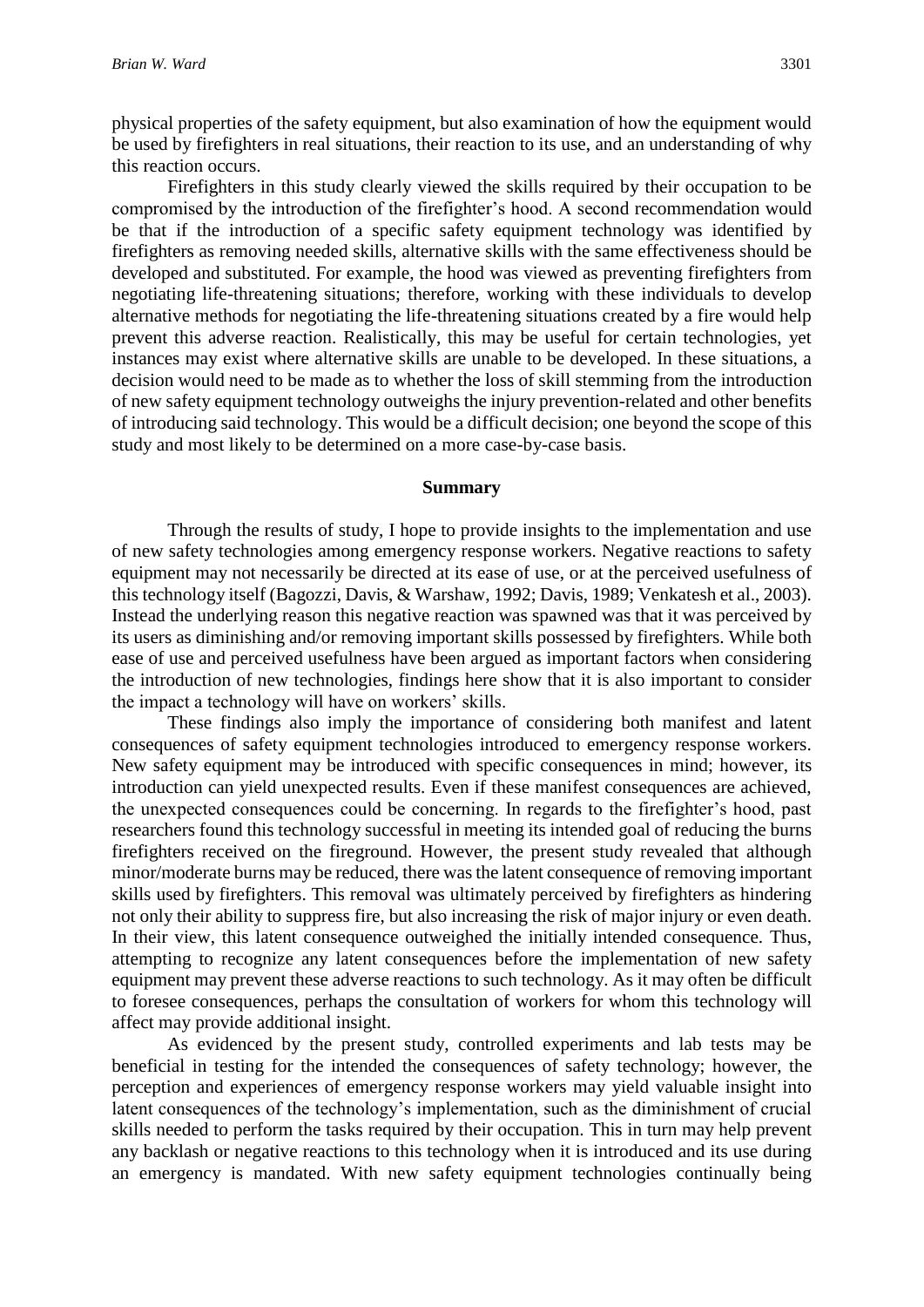physical properties of the safety equipment, but also examination of how the equipment would be used by firefighters in real situations, their reaction to its use, and an understanding of why this reaction occurs.

Firefighters in this study clearly viewed the skills required by their occupation to be compromised by the introduction of the firefighter's hood. A second recommendation would be that if the introduction of a specific safety equipment technology was identified by firefighters as removing needed skills, alternative skills with the same effectiveness should be developed and substituted. For example, the hood was viewed as preventing firefighters from negotiating life-threatening situations; therefore, working with these individuals to develop alternative methods for negotiating the life-threatening situations created by a fire would help prevent this adverse reaction. Realistically, this may be useful for certain technologies, yet instances may exist where alternative skills are unable to be developed. In these situations, a decision would need to be made as to whether the loss of skill stemming from the introduction of new safety equipment technology outweighs the injury prevention-related and other benefits of introducing said technology. This would be a difficult decision; one beyond the scope of this study and most likely to be determined on a more case-by-case basis.

## Summary

Through the results of study, I hope to provide insights to the implementation and use of new safety technologies among emergency response workers. Negative reactions to safety equipment may not necessarily be directed at its ease of use, or at the perceived usefulness of this technology itself (Bagozzi, Davis, & Warshaw, 1992; Davis, 1989; Venkatesh et al., 2003). Instead the underlying reason this negative reaction was spawned was that it was perceived by its users as diminishing and/or removing important skills possessed by firefighters. While both ease of use and perceived usefulness have been argued as important factors when considering the introduction of new technologies, findings here show that it is also important to consider the impact a technology will have on workers' skills.

These findings also imply the importance of considering both manifest and latent consequences of safety equipment technologies introduced to emergency response workers. New safety equipment may be introduced with specific consequences in mind; however, its introduction can yield unexpected results. Even if these manifest consequences are achieved, the unexpected consequences could be concerning. In regards to the firefighter's hood, past researchers found this technology successful in meeting its intended goal of reducing the burns firefighters received on the fireground. However, the present study revealed that although minor/moderate burns may be reduced, there was the latent consequence of removing important skills used by firefighters. This removal was ultimately perceived by firefighters as hindering not only their ability to suppress fire, but also increasing the risk of major injury or even death. In their view, this latent consequence outweighed the initially intended consequence. Thus, attempting to recognize any latent consequences before the implementation of new safety equipment may prevent these adverse reactions to such technology. As it may often be difficult to foresee consequences, perhaps the consultation of workers for whom this technology will affect may provide additional insight.

As evidenced by the present study, controlled experiments and lab tests may be beneficial in testing for the intended the consequences of safety technology; however, the perception and experiences of emergency response workers may yield valuable insight into latent consequences of the technology's implementation, such as the diminishment of crucial skills needed to perform the tasks required by their occupation. This in turn may help prevent any backlash or negative reactions to this technology when it is introduced and its use during an emergency is mandated. With new safety equipment technologies continually being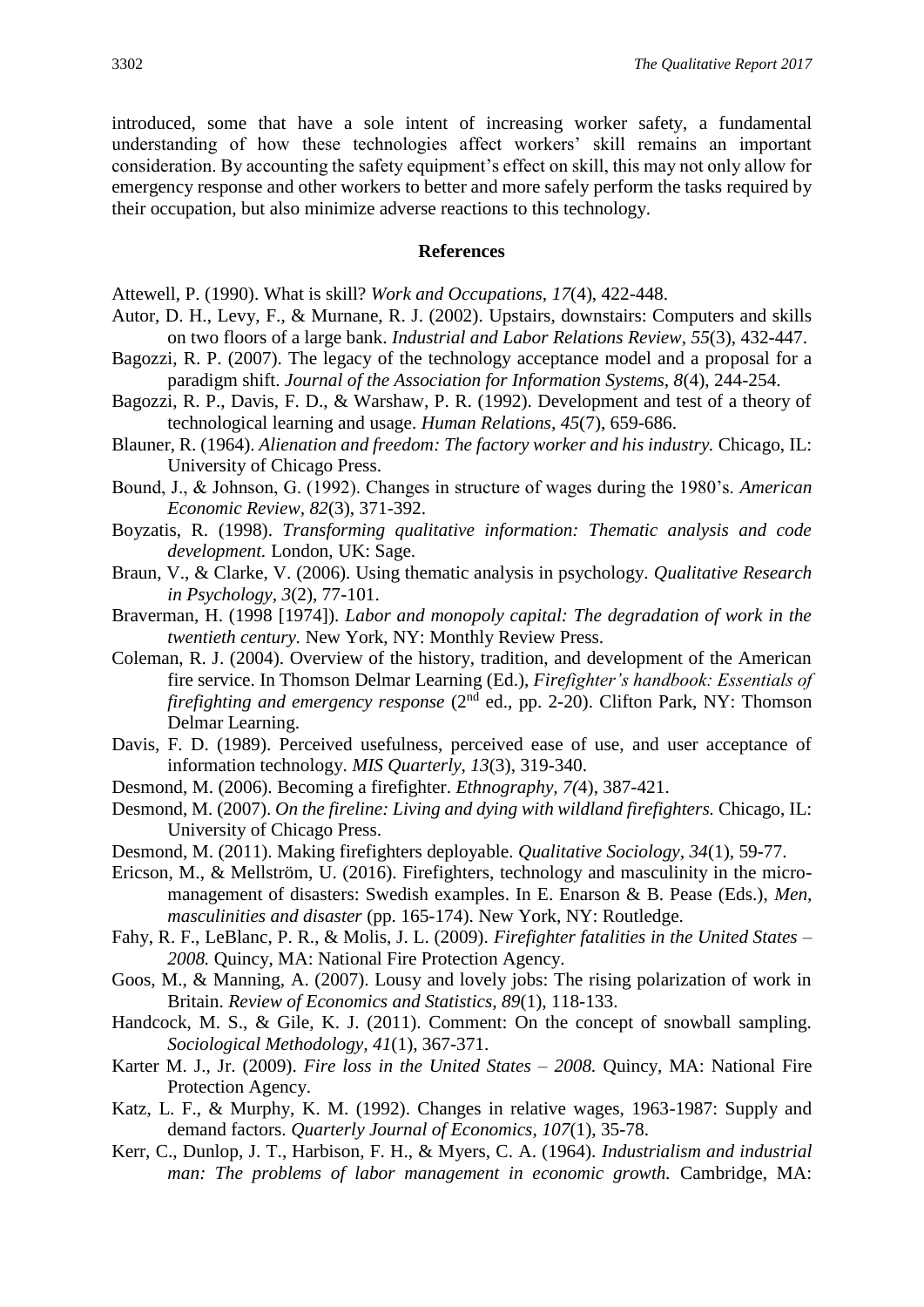introduced, some that have a sole intent of increasing worker safety, a fundamental understanding of how these technologies affect workers' skill remains an important consideration. By accounting the safety equipment's effect on skill, this may not only allow for emergency response and other workers to better and more safely perform the tasks required by their occupation, but also minimize adverse reactions to this technology.

## References

Attewell, P. (1990). What is skill? *Work and Occupations*, *17*(4), 422-448.

Autor, D. H., Levy, F., & Murnane, R. J. (2002). Upstairs, downstairs: Computers and skills on two floors of a large bank. *Industrial and Labor Relations Review*, *55*(3), 432-447.

Bagozzi, R. P. (2007). The legacy of the technology acceptance model and a proposal for a paradigm shift. *Journal of the Association for Information Systems*, *8*(4), 244-254.

Bagozzi, R. P., Davis, F. D., & Warshaw, P. R. (1992). Development and test of a theory of technological learning and usage. *Human Relations, 45*(7), 659-686.

Blauner, R. (1964). *Alienation and freedom: The factory worker and his industry.* Chicago, IL: University of Chicago Press.

Bound, J., & Johnson, G. (1992). Changes in structure of wages during the 1980's. *American Economic Review*, *82*(3), 371-392.

Boyzatis, R. (1998). *Transforming qualitative information: Thematic analysis and code development.* London, UK: Sage.

Braun, V., & Clarke, V. (2006). Using thematic analysis in psychology. *Qualitative Research in Psychology, 3*(2), 77-101.

Braverman, H. (1998 [1974]). *Labor and monopoly capital: The degradation of work in the twentieth century.* New York, NY: Monthly Review Press.

Coleman, R. J. (2004). Overview of the history, tradition, and development of the American fire service. In Thomson Delmar Learning (Ed.), *Firefighter's handbook: Essentials of firefighting and emergency response* (2nd ed., pp. 2-20). Clifton Park, NY: Thomson Delmar Learning.

Davis, F. D. (1989). Perceived usefulness, perceived ease of use, and user acceptance of information technology. *MIS Quarterly, 13*(3), 319-340.

Desmond, M. (2006). Becoming a firefighter. *Ethnography, 7(*4), 387-421.

Desmond, M. (2007). *On the fireline: Living and dying with wildland firefighters.* Chicago, IL: University of Chicago Press.

Desmond, M. (2011). Making firefighters deployable. *Qualitative Sociology*, *34*(1), 59-77.

Ericson, M., & Mellström, U. (2016). Firefighters, technology and masculinity in the micro-management of disasters: Swedish examples. In E. Enarson & B. Pease (Eds.), *Men, masculinities and disaster* (pp. 165-174). New York, NY: Routledge.

Fahy, R. F., LeBlanc, P. R., & Molis, J. L. (2009). *Firefighter fatalities in the United States – 2008.* Quincy, MA: National Fire Protection Agency.

Goos, M., & Manning, A. (2007). Lousy and lovely jobs: The rising polarization of work in Britain. *Review of Economics and Statistics*, *89*(1), 118-133.

Handcock, M. S., & Gile, K. J. (2011). Comment: On the concept of snowball sampling. *Sociological Methodology, 41*(1), 367-371.

Karter M. J., Jr. (2009). *Fire loss in the United States – 2008.* Quincy, MA: National Fire Protection Agency.

Katz, L. F., & Murphy, K. M. (1992). Changes in relative wages, 1963-1987: Supply and demand factors. *Quarterly Journal of Economics*, *107*(1), 35-78.

Kerr, C., Dunlop, J. T., Harbison, F. H., & Myers, C. A. (1964). *Industrialism and industrial man: The problems of labor management in economic growth.* Cambridge, MA: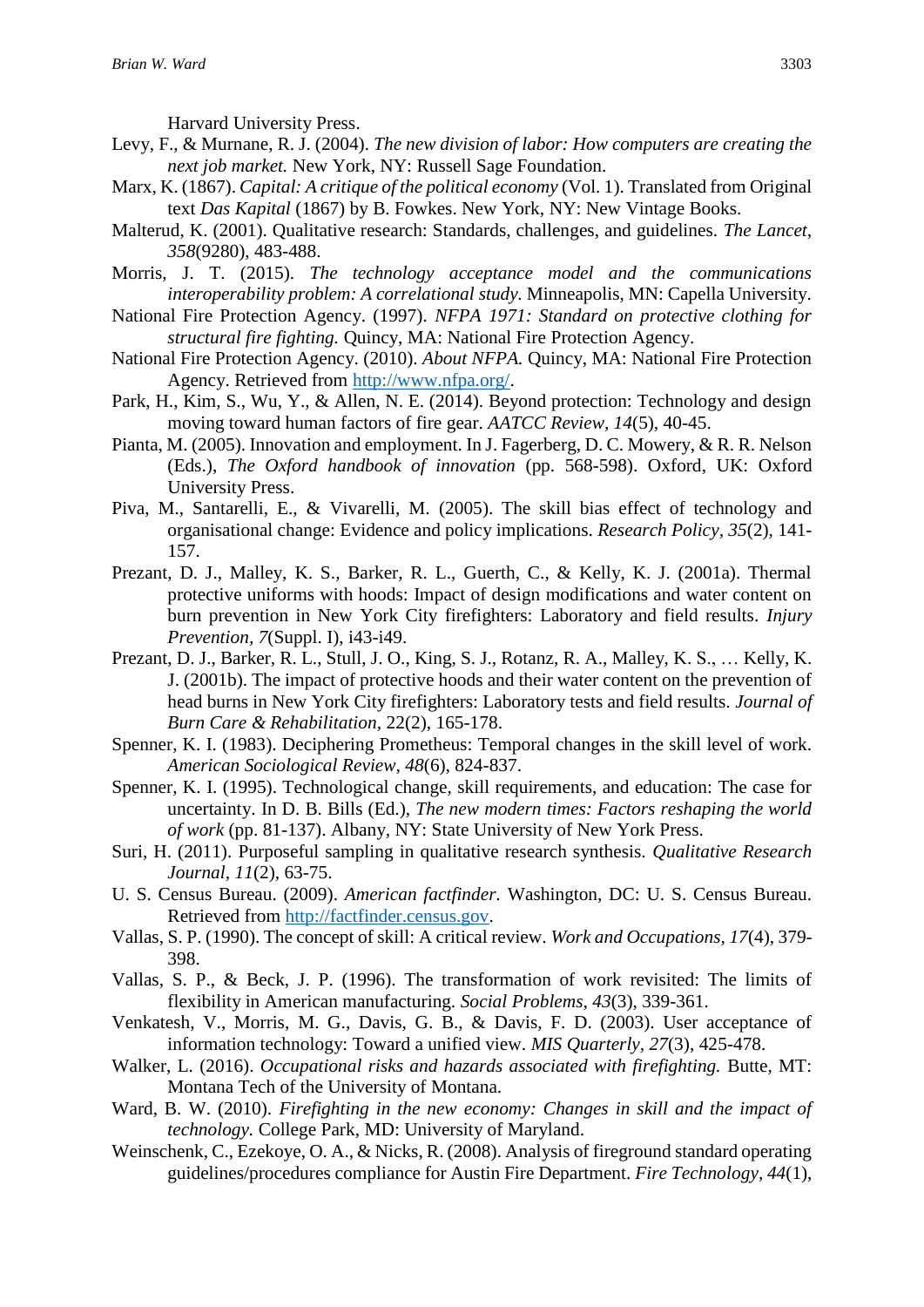Harvard University Press.

Levy, F., & Murnane, R. J. (2004). *The new division of labor: How computers are creating the next job market.* New York, NY: Russell Sage Foundation.

Marx, K. (1867). *Capital: A critique of the political economy* (Vol. 1). Translated from Original text *Das Kapital* (1867) by B. Fowkes. New York, NY: New Vintage Books.

Malterud, K. (2001). Qualitative research: Standards, challenges, and guidelines. *The Lancet, 358*(9280), 483-488.

Morris, J. T. (2015). *The technology acceptance model and the communications interoperability problem: A correlational study.* Minneapolis, MN: Capella University.

National Fire Protection Agency. (1997). *NFPA 1971: Standard on protective clothing for structural fire fighting.* Quincy, MA: National Fire Protection Agency.

National Fire Protection Agency. (2010). *About NFPA.* Quincy, MA: National Fire Protection Agency. Retrieved from http://www.nfpa.org/.

Park, H., Kim, S., Wu, Y., & Allen, N. E. (2014). Beyond protection: Technology and design moving toward human factors of fire gear. *AATCC Review, 14*(5), 40-45.

Pianta, M. (2005). Innovation and employment. In J. Fagerberg, D. C. Mowery, & R. R. Nelson (Eds.), *The Oxford handbook of innovation* (pp. 568-598). Oxford, UK: Oxford University Press.

Piva, M., Santarelli, E., & Vivarelli, M. (2005). The skill bias effect of technology and organisational change: Evidence and policy implications. *Research Policy, 35*(2), 141-157.

Prezant, D. J., Malley, K. S., Barker, R. L., Guerth, C., & Kelly, K. J. (2001a). Thermal protective uniforms with hoods: Impact of design modifications and water content on burn prevention in New York City firefighters: Laboratory and field results. *Injury Prevention, 7*(Suppl. I), i43-i49.

Prezant, D. J., Barker, R. L., Stull, J. O., King, S. J., Rotanz, R. A., Malley, K. S., … Kelly, K. J. (2001b). The impact of protective hoods and their water content on the prevention of head burns in New York City firefighters: Laboratory tests and field results. *Journal of Burn Care & Rehabilitation*, 22(2), 165-178.

Spenner, K. I. (1983). Deciphering Prometheus: Temporal changes in the skill level of work. *American Sociological Review, 48*(6), 824-837.

Spenner, K. I. (1995). Technological change, skill requirements, and education: The case for uncertainty. In D. B. Bills (Ed.), *The new modern times: Factors reshaping the world of work* (pp. 81-137). Albany, NY: State University of New York Press.

Suri, H. (2011). Purposeful sampling in qualitative research synthesis. *Qualitative Research Journal, 11*(2), 63-75.

U. S. Census Bureau. (2009). *American factfinder*. Washington, DC: U. S. Census Bureau. Retrieved from http://factfinder.census.gov.

Vallas, S. P. (1990). The concept of skill: A critical review. *Work and Occupations, 17*(4), 379-398.

Vallas, S. P., & Beck, J. P. (1996). The transformation of work revisited: The limits of flexibility in American manufacturing. *Social Problems, 43*(3), 339-361.

Venkatesh, V., Morris, M. G., Davis, G. B., & Davis, F. D. (2003). User acceptance of information technology: Toward a unified view. *MIS Quarterly, 27*(3), 425-478.

Walker, L. (2016). *Occupational risks and hazards associated with firefighting.* Butte, MT: Montana Tech of the University of Montana.

Ward, B. W. (2010). *Firefighting in the new economy: Changes in skill and the impact of technology.* College Park, MD: University of Maryland.

Weinschenk, C., Ezekoye, O. A., & Nicks, R. (2008). Analysis of fireground standard operating guidelines/procedures compliance for Austin Fire Department. *Fire Technology, 44*(1),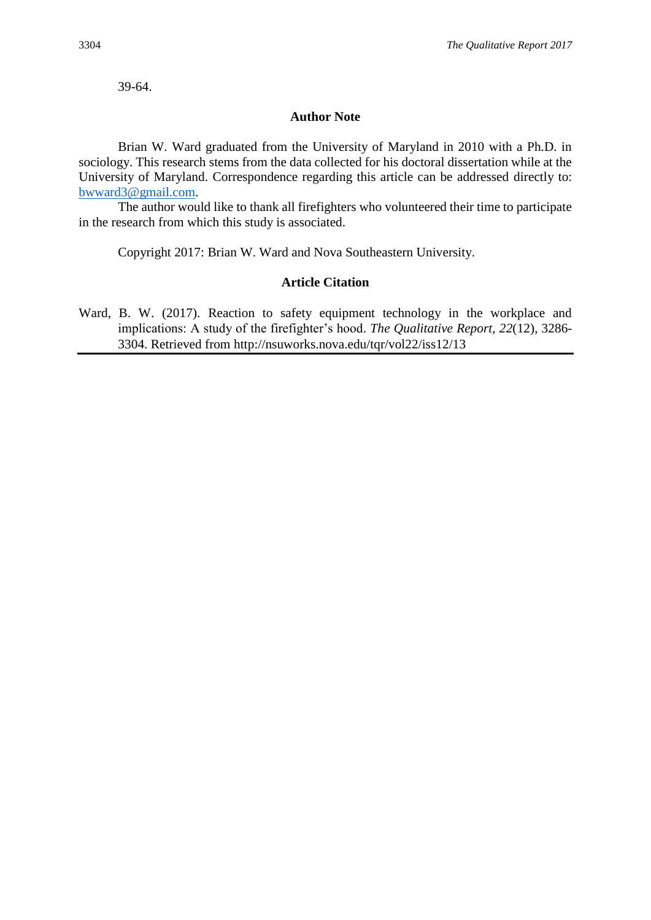39-64.

## Author Note

Brian W. Ward graduated from the University of Maryland in 2010 with a Ph.D. in sociology. This research stems from the data collected for his doctoral dissertation while at the University of Maryland. Correspondence regarding this article can be addressed directly to: bwward3@gmail.com.

The author would like to thank all firefighters who volunteered their time to participate in the research from which this study is associated.

Copyright 2017: Brian W. Ward and Nova Southeastern University.

## Article Citation

Ward, B. W. (2017). Reaction to safety equipment technology in the workplace and implications: A study of the firefighter's hood. *The Qualitative Report, 22*(12), 3286-3304. Retrieved from http://nsuworks.nova.edu/tqr/vol22/iss12/13